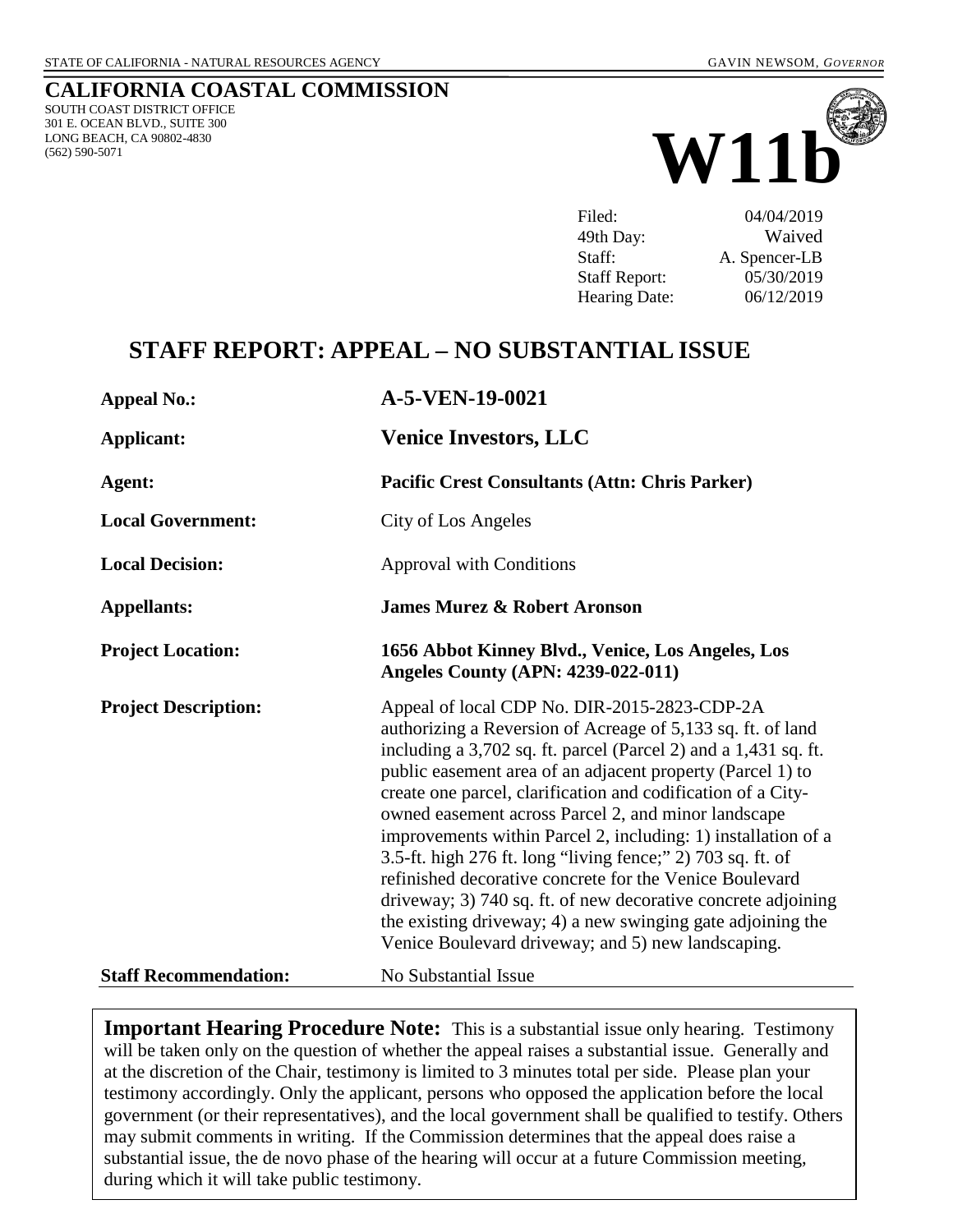STATE OF CALIFORNIA - NATURAL RESOURCES AGENCY

GAVIN NEWSOM, *GOVERNOR*

# CALIFORNIA COASTAL COMMISSION

SOUTH COAST DISTRICT OFFICE
301 E. OCEAN BLVD., SUITE 300
LONG BEACH, CA 90802-4830
(562) 590-5071

# W11b

| | |
|---|---|
| Filed: | 04/04/2019 |
| 49th Day: | Waived |
| Staff: | A. Spencer-LB |
| Staff Report: | 05/30/2019 |
| Hearing Date: | 06/12/2019 |

## STAFF REPORT: APPEAL – NO SUBSTANTIAL ISSUE

| | |
|---|---|
| **Appeal No.:** | **A-5-VEN-19-0021** |
| **Applicant:** | **Venice Investors, LLC** |
| **Agent:** | **Pacific Crest Consultants (Attn: Chris Parker)** |
| **Local Government:** | City of Los Angeles |
| **Local Decision:** | Approval with Conditions |
| **Appellants:** | **James Murez & Robert Aronson** |
| **Project Location:** | **1656 Abbot Kinney Blvd., Venice, Los Angeles, Los Angeles County (APN: 4239-022-011)** |
| **Project Description:** | Appeal of local CDP No. DIR-2015-2823-CDP-2A authorizing a Reversion of Acreage of 5,133 sq. ft. of land including a 3,702 sq. ft. parcel (Parcel 2) and a 1,431 sq. ft. public easement area of an adjacent property (Parcel 1) to create one parcel, clarification and codification of a City-owned easement across Parcel 2, and minor landscape improvements within Parcel 2, including: 1) installation of a 3.5-ft. high 276 ft. long "living fence;" 2) 703 sq. ft. of refinished decorative concrete for the Venice Boulevard driveway; 3) 740 sq. ft. of new decorative concrete adjoining the existing driveway; 4) a new swinging gate adjoining the Venice Boulevard driveway; and 5) new landscaping. |
| **Staff Recommendation:** | No Substantial Issue |

**Important Hearing Procedure Note:** This is a substantial issue only hearing. Testimony will be taken only on the question of whether the appeal raises a substantial issue. Generally and at the discretion of the Chair, testimony is limited to 3 minutes total per side. Please plan your testimony accordingly. Only the applicant, persons who opposed the application before the local government (or their representatives), and the local government shall be qualified to testify. Others may submit comments in writing. If the Commission determines that the appeal does raise a substantial issue, the de novo phase of the hearing will occur at a future Commission meeting, during which it will take public testimony.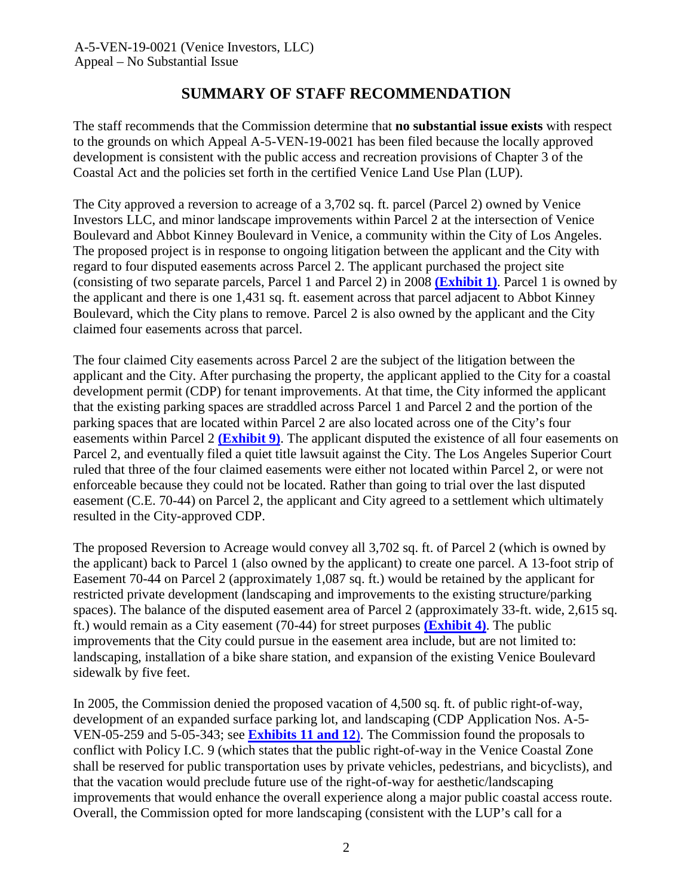## SUMMARY OF STAFF RECOMMENDATION

The staff recommends that the Commission determine that **no substantial issue exists** with respect to the grounds on which Appeal A-5-VEN-19-0021 has been filed because the locally approved development is consistent with the public access and recreation provisions of Chapter 3 of the Coastal Act and the policies set forth in the certified Venice Land Use Plan (LUP).

The City approved a reversion to acreage of a 3,702 sq. ft. parcel (Parcel 2) owned by Venice Investors LLC, and minor landscape improvements within Parcel 2 at the intersection of Venice Boulevard and Abbot Kinney Boulevard in Venice, a community within the City of Los Angeles. The proposed project is in response to ongoing litigation between the applicant and the City with regard to four disputed easements across Parcel 2. The applicant purchased the project site (consisting of two separate parcels, Parcel 1 and Parcel 2) in 2008 **(Exhibit 1)**. Parcel 1 is owned by the applicant and there is one 1,431 sq. ft. easement across that parcel adjacent to Abbot Kinney Boulevard, which the City plans to remove. Parcel 2 is also owned by the applicant and the City claimed four easements across that parcel.

The four claimed City easements across Parcel 2 are the subject of the litigation between the applicant and the City. After purchasing the property, the applicant applied to the City for a coastal development permit (CDP) for tenant improvements. At that time, the City informed the applicant that the existing parking spaces are straddled across Parcel 1 and Parcel 2 and the portion of the parking spaces that are located within Parcel 2 are also located across one of the City's four easements within Parcel 2 **(Exhibit 9)**. The applicant disputed the existence of all four easements on Parcel 2, and eventually filed a quiet title lawsuit against the City. The Los Angeles Superior Court ruled that three of the four claimed easements were either not located within Parcel 2, or were not enforceable because they could not be located. Rather than going to trial over the last disputed easement (C.E. 70-44) on Parcel 2, the applicant and City agreed to a settlement which ultimately resulted in the City-approved CDP.

The proposed Reversion to Acreage would convey all 3,702 sq. ft. of Parcel 2 (which is owned by the applicant) back to Parcel 1 (also owned by the applicant) to create one parcel. A 13-foot strip of Easement 70-44 on Parcel 2 (approximately 1,087 sq. ft.) would be retained by the applicant for restricted private development (landscaping and improvements to the existing structure/parking spaces). The balance of the disputed easement area of Parcel 2 (approximately 33-ft. wide, 2,615 sq. ft.) would remain as a City easement (70-44) for street purposes **(Exhibit 4)**. The public improvements that the City could pursue in the easement area include, but are not limited to: landscaping, installation of a bike share station, and expansion of the existing Venice Boulevard sidewalk by five feet.

In 2005, the Commission denied the proposed vacation of 4,500 sq. ft. of public right-of-way, development of an expanded surface parking lot, and landscaping (CDP Application Nos. A-5-VEN-05-259 and 5-05-343; see **Exhibits 11 and 12**). The Commission found the proposals to conflict with Policy I.C. 9 (which states that the public right-of-way in the Venice Coastal Zone shall be reserved for public transportation uses by private vehicles, pedestrians, and bicyclists), and that the vacation would preclude future use of the right-of-way for aesthetic/landscaping improvements that would enhance the overall experience along a major public coastal access route. Overall, the Commission opted for more landscaping (consistent with the LUP's call for a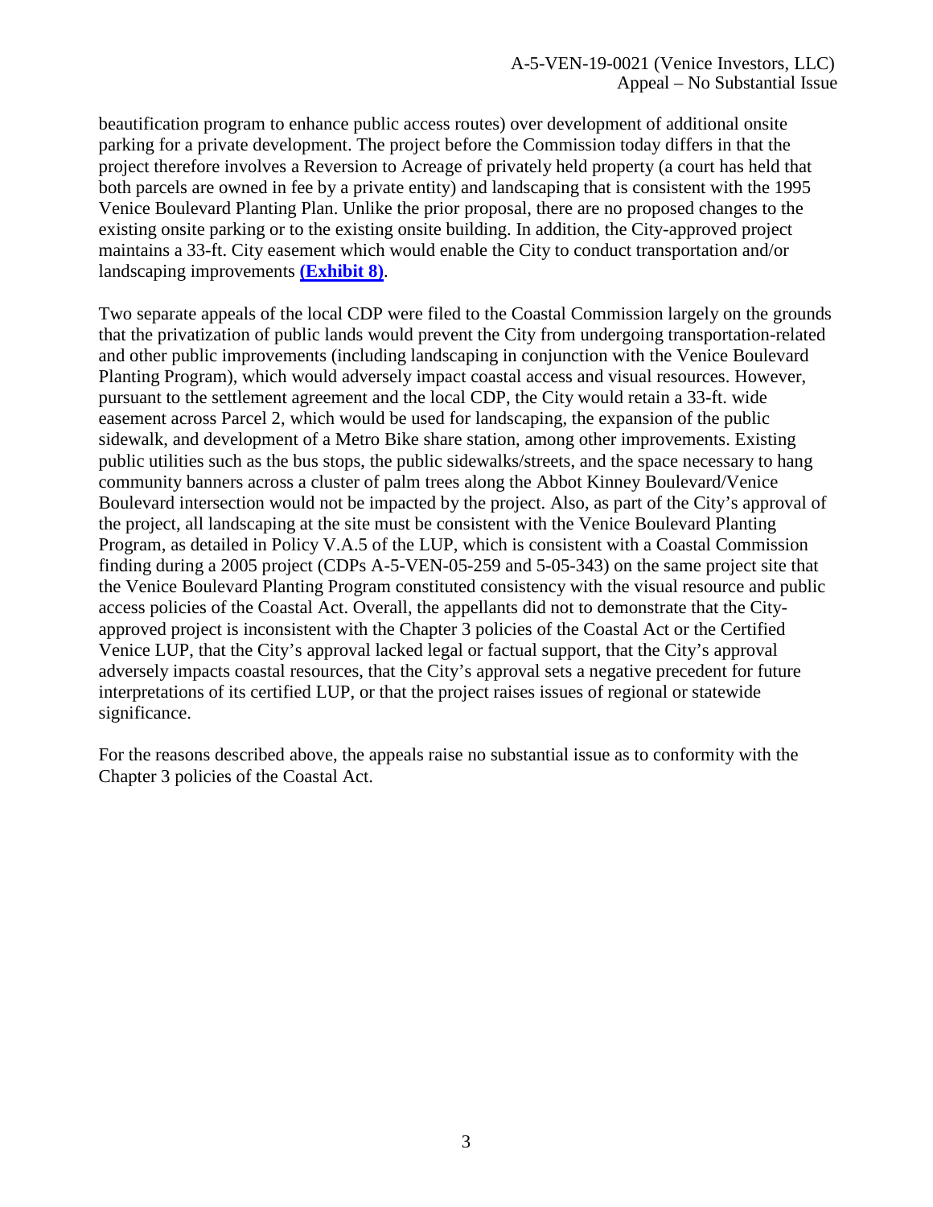beautification program to enhance public access routes) over development of additional onsite parking for a private development. The project before the Commission today differs in that the project therefore involves a Reversion to Acreage of privately held property (a court has held that both parcels are owned in fee by a private entity) and landscaping that is consistent with the 1995 Venice Boulevard Planting Plan. Unlike the prior proposal, there are no proposed changes to the existing onsite parking or to the existing onsite building. In addition, the City-approved project maintains a 33-ft. City easement which would enable the City to conduct transportation and/or landscaping improvements **(Exhibit 8)**.

Two separate appeals of the local CDP were filed to the Coastal Commission largely on the grounds that the privatization of public lands would prevent the City from undergoing transportation-related and other public improvements (including landscaping in conjunction with the Venice Boulevard Planting Program), which would adversely impact coastal access and visual resources. However, pursuant to the settlement agreement and the local CDP, the City would retain a 33-ft. wide easement across Parcel 2, which would be used for landscaping, the expansion of the public sidewalk, and development of a Metro Bike share station, among other improvements. Existing public utilities such as the bus stops, the public sidewalks/streets, and the space necessary to hang community banners across a cluster of palm trees along the Abbot Kinney Boulevard/Venice Boulevard intersection would not be impacted by the project. Also, as part of the City's approval of the project, all landscaping at the site must be consistent with the Venice Boulevard Planting Program, as detailed in Policy V.A.5 of the LUP, which is consistent with a Coastal Commission finding during a 2005 project (CDPs A-5-VEN-05-259 and 5-05-343) on the same project site that the Venice Boulevard Planting Program constituted consistency with the visual resource and public access policies of the Coastal Act. Overall, the appellants did not to demonstrate that the City-approved project is inconsistent with the Chapter 3 policies of the Coastal Act or the Certified Venice LUP, that the City's approval lacked legal or factual support, that the City's approval adversely impacts coastal resources, that the City's approval sets a negative precedent for future interpretations of its certified LUP, or that the project raises issues of regional or statewide significance.

For the reasons described above, the appeals raise no substantial issue as to conformity with the Chapter 3 policies of the Coastal Act.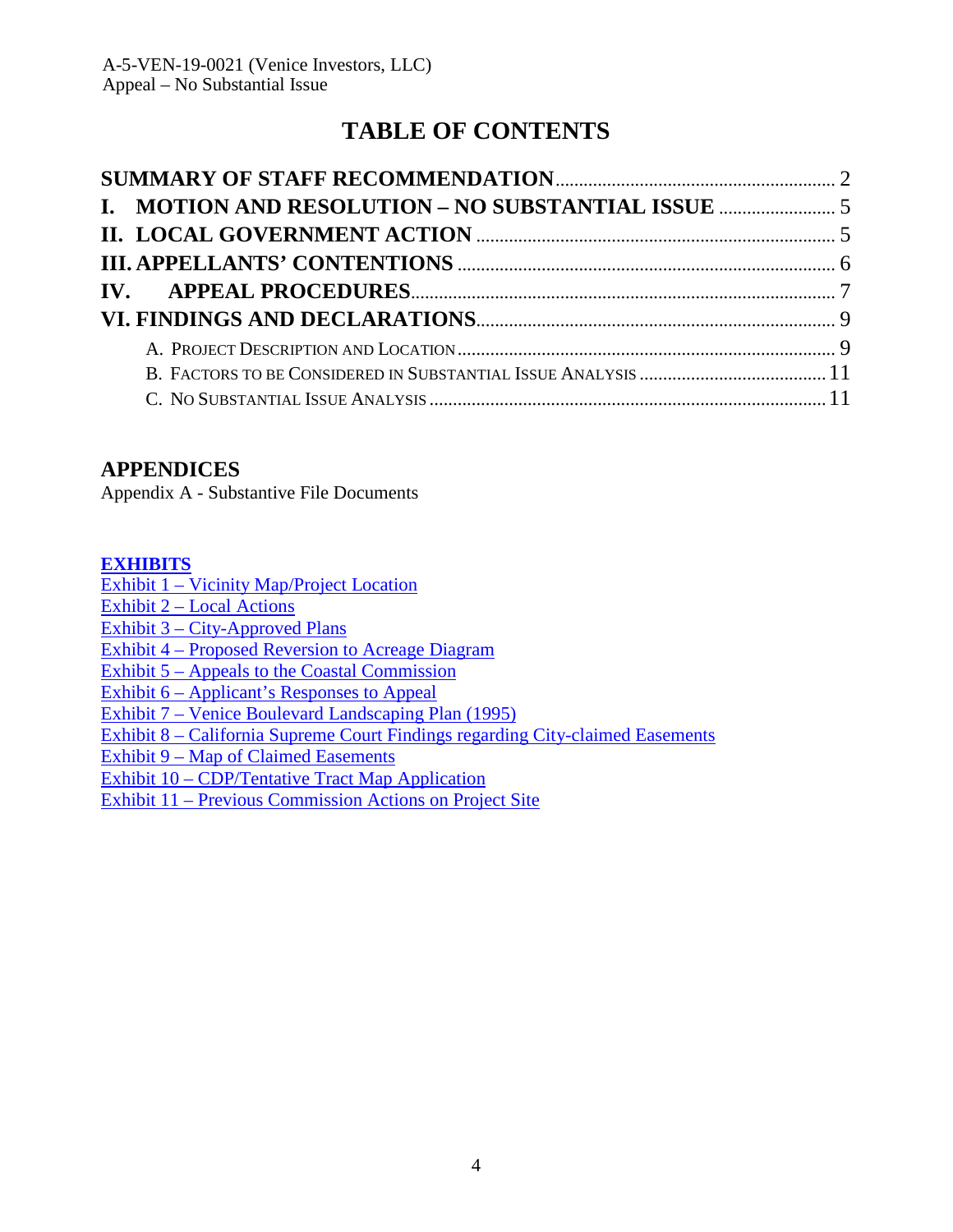# TABLE OF CONTENTS

**SUMMARY OF STAFF RECOMMENDATION** .......... 2

**I. MOTION AND RESOLUTION – NO SUBSTANTIAL ISSUE** .......... 5

**II. LOCAL GOVERNMENT ACTION** .......... 5

**III. APPELLANTS' CONTENTIONS** .......... 6

**IV. APPEAL PROCEDURES** .......... 7

**VI. FINDINGS AND DECLARATIONS** .......... 9

- A. Project Description and Location .......... 9
- B. Factors to be Considered in Substantial Issue Analysis .......... 11
- C. No Substantial Issue Analysis .......... 11

## APPENDICES

Appendix A - Substantive File Documents

**EXHIBITS**

Exhibit 1 – Vicinity Map/Project Location
Exhibit 2 – Local Actions
Exhibit 3 – City-Approved Plans
Exhibit 4 – Proposed Reversion to Acreage Diagram
Exhibit 5 – Appeals to the Coastal Commission
Exhibit 6 – Applicant's Responses to Appeal
Exhibit 7 – Venice Boulevard Landscaping Plan (1995)
Exhibit 8 – California Supreme Court Findings regarding City-claimed Easements
Exhibit 9 – Map of Claimed Easements
Exhibit 10 – CDP/Tentative Tract Map Application
Exhibit 11 – Previous Commission Actions on Project Site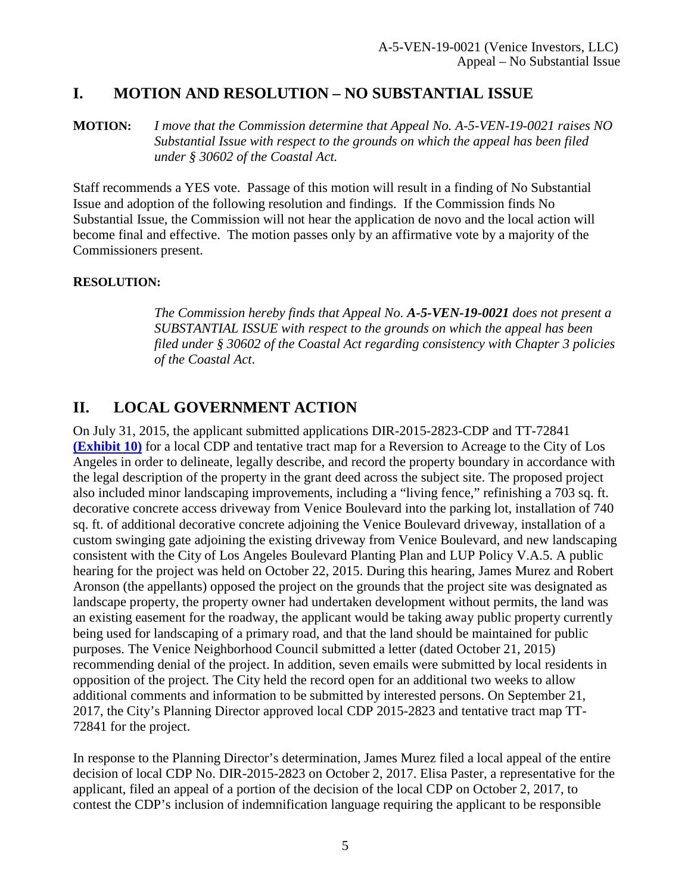## I. MOTION AND RESOLUTION – NO SUBSTANTIAL ISSUE

**MOTION:** *I move that the Commission determine that Appeal No. A-5-VEN-19-0021 raises NO Substantial Issue with respect to the grounds on which the appeal has been filed under § 30602 of the Coastal Act.*

Staff recommends a YES vote. Passage of this motion will result in a finding of No Substantial Issue and adoption of the following resolution and findings. If the Commission finds No Substantial Issue, the Commission will not hear the application de novo and the local action will become final and effective. The motion passes only by an affirmative vote by a majority of the Commissioners present.

**RESOLUTION:**

*The Commission hereby finds that Appeal No.* ***A-5-VEN-19-0021*** *does not present a SUBSTANTIAL ISSUE with respect to the grounds on which the appeal has been filed under § 30602 of the Coastal Act regarding consistency with Chapter 3 policies of the Coastal Act.*

## II. LOCAL GOVERNMENT ACTION

On July 31, 2015, the applicant submitted applications DIR-2015-2823-CDP and TT-72841 **(Exhibit 10)** for a local CDP and tentative tract map for a Reversion to Acreage to the City of Los Angeles in order to delineate, legally describe, and record the property boundary in accordance with the legal description of the property in the grant deed across the subject site. The proposed project also included minor landscaping improvements, including a "living fence," refinishing a 703 sq. ft. decorative concrete access driveway from Venice Boulevard into the parking lot, installation of 740 sq. ft. of additional decorative concrete adjoining the Venice Boulevard driveway, installation of a custom swinging gate adjoining the existing driveway from Venice Boulevard, and new landscaping consistent with the City of Los Angeles Boulevard Planting Plan and LUP Policy V.A.5. A public hearing for the project was held on October 22, 2015. During this hearing, James Murez and Robert Aronson (the appellants) opposed the project on the grounds that the project site was designated as landscape property, the property owner had undertaken development without permits, the land was an existing easement for the roadway, the applicant would be taking away public property currently being used for landscaping of a primary road, and that the land should be maintained for public purposes. The Venice Neighborhood Council submitted a letter (dated October 21, 2015) recommending denial of the project. In addition, seven emails were submitted by local residents in opposition of the project. The City held the record open for an additional two weeks to allow additional comments and information to be submitted by interested persons. On September 21, 2017, the City's Planning Director approved local CDP 2015-2823 and tentative tract map TT-72841 for the project.

In response to the Planning Director's determination, James Murez filed a local appeal of the entire decision of local CDP No. DIR-2015-2823 on October 2, 2017. Elisa Paster, a representative for the applicant, filed an appeal of a portion of the decision of the local CDP on October 2, 2017, to contest the CDP's inclusion of indemnification language requiring the applicant to be responsible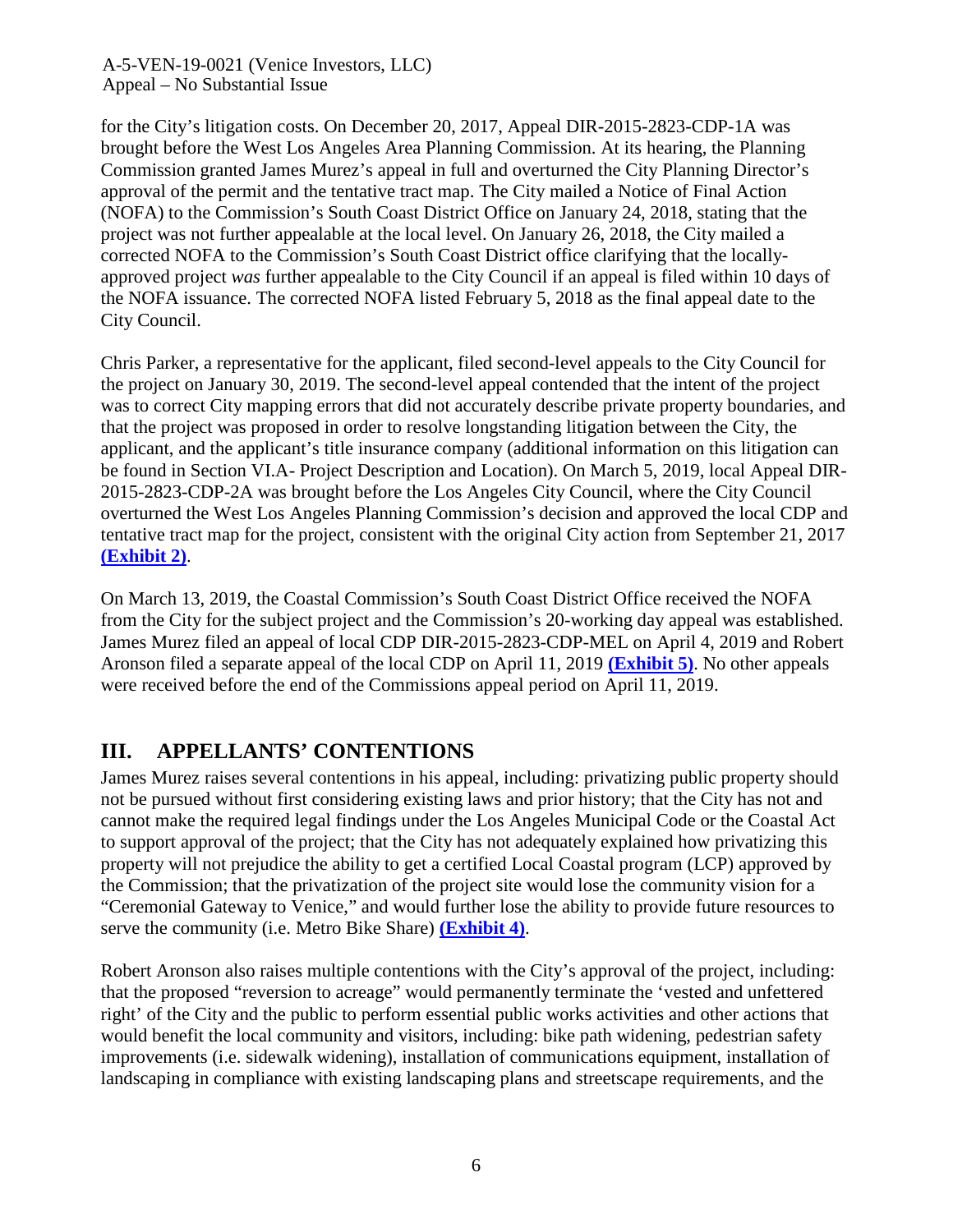for the City's litigation costs. On December 20, 2017, Appeal DIR-2015-2823-CDP-1A was brought before the West Los Angeles Area Planning Commission. At its hearing, the Planning Commission granted James Murez's appeal in full and overturned the City Planning Director's approval of the permit and the tentative tract map. The City mailed a Notice of Final Action (NOFA) to the Commission's South Coast District Office on January 24, 2018, stating that the project was not further appealable at the local level. On January 26, 2018, the City mailed a corrected NOFA to the Commission's South Coast District office clarifying that the locally-approved project *was* further appealable to the City Council if an appeal is filed within 10 days of the NOFA issuance. The corrected NOFA listed February 5, 2018 as the final appeal date to the City Council.

Chris Parker, a representative for the applicant, filed second-level appeals to the City Council for the project on January 30, 2019. The second-level appeal contended that the intent of the project was to correct City mapping errors that did not accurately describe private property boundaries, and that the project was proposed in order to resolve longstanding litigation between the City, the applicant, and the applicant's title insurance company (additional information on this litigation can be found in Section VI.A- Project Description and Location). On March 5, 2019, local Appeal DIR-2015-2823-CDP-2A was brought before the Los Angeles City Council, where the City Council overturned the West Los Angeles Planning Commission's decision and approved the local CDP and tentative tract map for the project, consistent with the original City action from September 21, 2017 **(Exhibit 2)**.

On March 13, 2019, the Coastal Commission's South Coast District Office received the NOFA from the City for the subject project and the Commission's 20-working day appeal was established. James Murez filed an appeal of local CDP DIR-2015-2823-CDP-MEL on April 4, 2019 and Robert Aronson filed a separate appeal of the local CDP on April 11, 2019 **(Exhibit 5)**. No other appeals were received before the end of the Commissions appeal period on April 11, 2019.

## III. APPELLANTS' CONTENTIONS

James Murez raises several contentions in his appeal, including: privatizing public property should not be pursued without first considering existing laws and prior history; that the City has not and cannot make the required legal findings under the Los Angeles Municipal Code or the Coastal Act to support approval of the project; that the City has not adequately explained how privatizing this property will not prejudice the ability to get a certified Local Coastal program (LCP) approved by the Commission; that the privatization of the project site would lose the community vision for a "Ceremonial Gateway to Venice," and would further lose the ability to provide future resources to serve the community (i.e. Metro Bike Share) **(Exhibit 4)**.

Robert Aronson also raises multiple contentions with the City's approval of the project, including: that the proposed "reversion to acreage" would permanently terminate the 'vested and unfettered right' of the City and the public to perform essential public works activities and other actions that would benefit the local community and visitors, including: bike path widening, pedestrian safety improvements (i.e. sidewalk widening), installation of communications equipment, installation of landscaping in compliance with existing landscaping plans and streetscape requirements, and the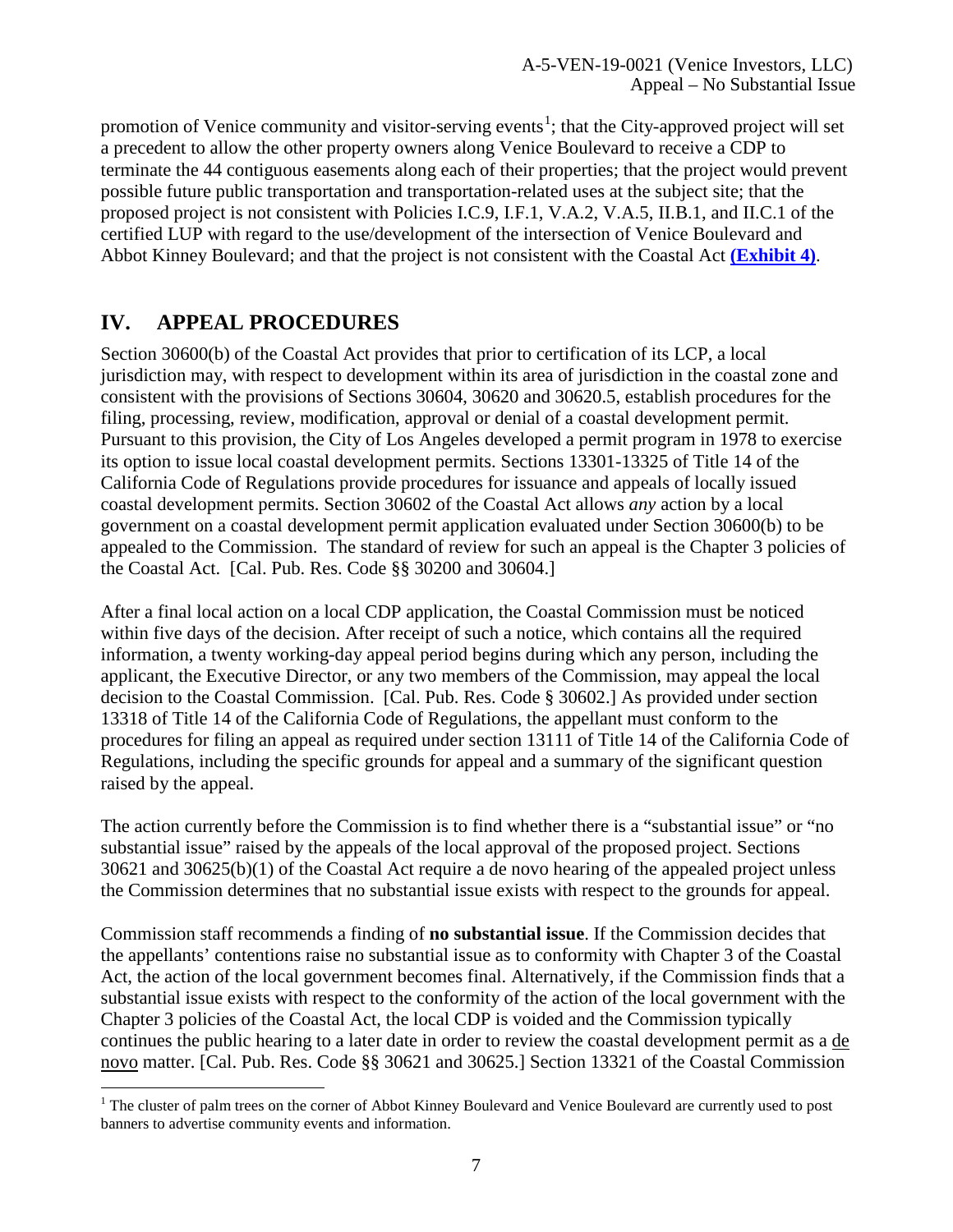promotion of Venice community and visitor-serving events[1]; that the City-approved project will set a precedent to allow the other property owners along Venice Boulevard to receive a CDP to terminate the 44 contiguous easements along each of their properties; that the project would prevent possible future public transportation and transportation-related uses at the subject site; that the proposed project is not consistent with Policies I.C.9, I.F.1, V.A.2, V.A.5, II.B.1, and II.C.1 of the certified LUP with regard to the use/development of the intersection of Venice Boulevard and Abbot Kinney Boulevard; and that the project is not consistent with the Coastal Act **(Exhibit 4)**.

## IV. APPEAL PROCEDURES

Section 30600(b) of the Coastal Act provides that prior to certification of its LCP, a local jurisdiction may, with respect to development within its area of jurisdiction in the coastal zone and consistent with the provisions of Sections 30604, 30620 and 30620.5, establish procedures for the filing, processing, review, modification, approval or denial of a coastal development permit. Pursuant to this provision, the City of Los Angeles developed a permit program in 1978 to exercise its option to issue local coastal development permits. Sections 13301-13325 of Title 14 of the California Code of Regulations provide procedures for issuance and appeals of locally issued coastal development permits. Section 30602 of the Coastal Act allows *any* action by a local government on a coastal development permit application evaluated under Section 30600(b) to be appealed to the Commission. The standard of review for such an appeal is the Chapter 3 policies of the Coastal Act. [Cal. Pub. Res. Code §§ 30200 and 30604.]

After a final local action on a local CDP application, the Coastal Commission must be noticed within five days of the decision. After receipt of such a notice, which contains all the required information, a twenty working-day appeal period begins during which any person, including the applicant, the Executive Director, or any two members of the Commission, may appeal the local decision to the Coastal Commission. [Cal. Pub. Res. Code § 30602.] As provided under section 13318 of Title 14 of the California Code of Regulations, the appellant must conform to the procedures for filing an appeal as required under section 13111 of Title 14 of the California Code of Regulations, including the specific grounds for appeal and a summary of the significant question raised by the appeal.

The action currently before the Commission is to find whether there is a "substantial issue" or "no substantial issue" raised by the appeals of the local approval of the proposed project. Sections 30621 and 30625(b)(1) of the Coastal Act require a de novo hearing of the appealed project unless the Commission determines that no substantial issue exists with respect to the grounds for appeal.

Commission staff recommends a finding of **no substantial issue**. If the Commission decides that the appellants' contentions raise no substantial issue as to conformity with Chapter 3 of the Coastal Act, the action of the local government becomes final. Alternatively, if the Commission finds that a substantial issue exists with respect to the conformity of the action of the local government with the Chapter 3 policies of the Coastal Act, the local CDP is voided and the Commission typically continues the public hearing to a later date in order to review the coastal development permit as a de novo matter. [Cal. Pub. Res. Code §§ 30621 and 30625.] Section 13321 of the Coastal Commission

[1] The cluster of palm trees on the corner of Abbot Kinney Boulevard and Venice Boulevard are currently used to post banners to advertise community events and information.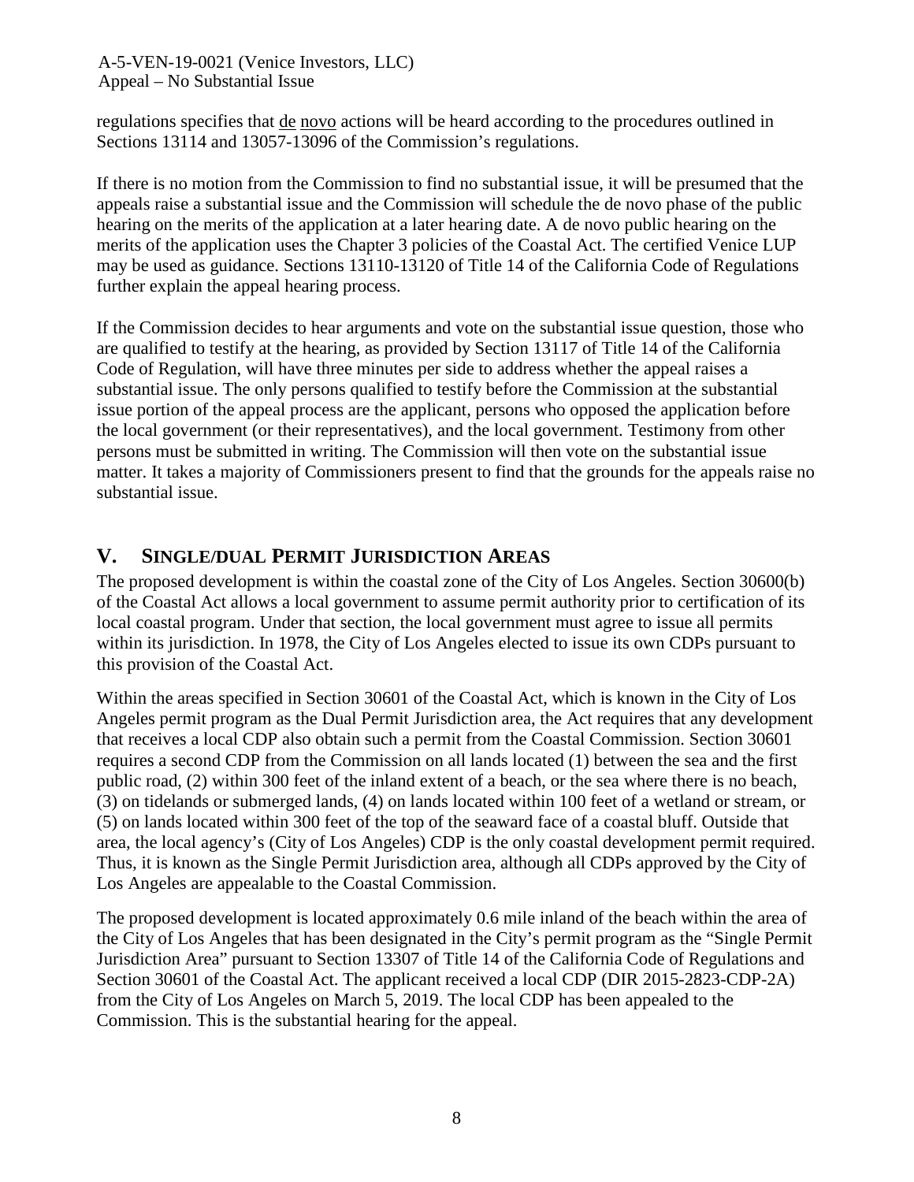regulations specifies that de novo actions will be heard according to the procedures outlined in Sections 13114 and 13057-13096 of the Commission's regulations.

If there is no motion from the Commission to find no substantial issue, it will be presumed that the appeals raise a substantial issue and the Commission will schedule the de novo phase of the public hearing on the merits of the application at a later hearing date. A de novo public hearing on the merits of the application uses the Chapter 3 policies of the Coastal Act. The certified Venice LUP may be used as guidance. Sections 13110-13120 of Title 14 of the California Code of Regulations further explain the appeal hearing process.

If the Commission decides to hear arguments and vote on the substantial issue question, those who are qualified to testify at the hearing, as provided by Section 13117 of Title 14 of the California Code of Regulation, will have three minutes per side to address whether the appeal raises a substantial issue. The only persons qualified to testify before the Commission at the substantial issue portion of the appeal process are the applicant, persons who opposed the application before the local government (or their representatives), and the local government. Testimony from other persons must be submitted in writing. The Commission will then vote on the substantial issue matter. It takes a majority of Commissioners present to find that the grounds for the appeals raise no substantial issue.

## V. SINGLE/DUAL PERMIT JURISDICTION AREAS

The proposed development is within the coastal zone of the City of Los Angeles. Section 30600(b) of the Coastal Act allows a local government to assume permit authority prior to certification of its local coastal program. Under that section, the local government must agree to issue all permits within its jurisdiction. In 1978, the City of Los Angeles elected to issue its own CDPs pursuant to this provision of the Coastal Act.

Within the areas specified in Section 30601 of the Coastal Act, which is known in the City of Los Angeles permit program as the Dual Permit Jurisdiction area, the Act requires that any development that receives a local CDP also obtain such a permit from the Coastal Commission. Section 30601 requires a second CDP from the Commission on all lands located (1) between the sea and the first public road, (2) within 300 feet of the inland extent of a beach, or the sea where there is no beach, (3) on tidelands or submerged lands, (4) on lands located within 100 feet of a wetland or stream, or (5) on lands located within 300 feet of the top of the seaward face of a coastal bluff. Outside that area, the local agency's (City of Los Angeles) CDP is the only coastal development permit required. Thus, it is known as the Single Permit Jurisdiction area, although all CDPs approved by the City of Los Angeles are appealable to the Coastal Commission.

The proposed development is located approximately 0.6 mile inland of the beach within the area of the City of Los Angeles that has been designated in the City's permit program as the "Single Permit Jurisdiction Area" pursuant to Section 13307 of Title 14 of the California Code of Regulations and Section 30601 of the Coastal Act. The applicant received a local CDP (DIR 2015-2823-CDP-2A) from the City of Los Angeles on March 5, 2019. The local CDP has been appealed to the Commission. This is the substantial hearing for the appeal.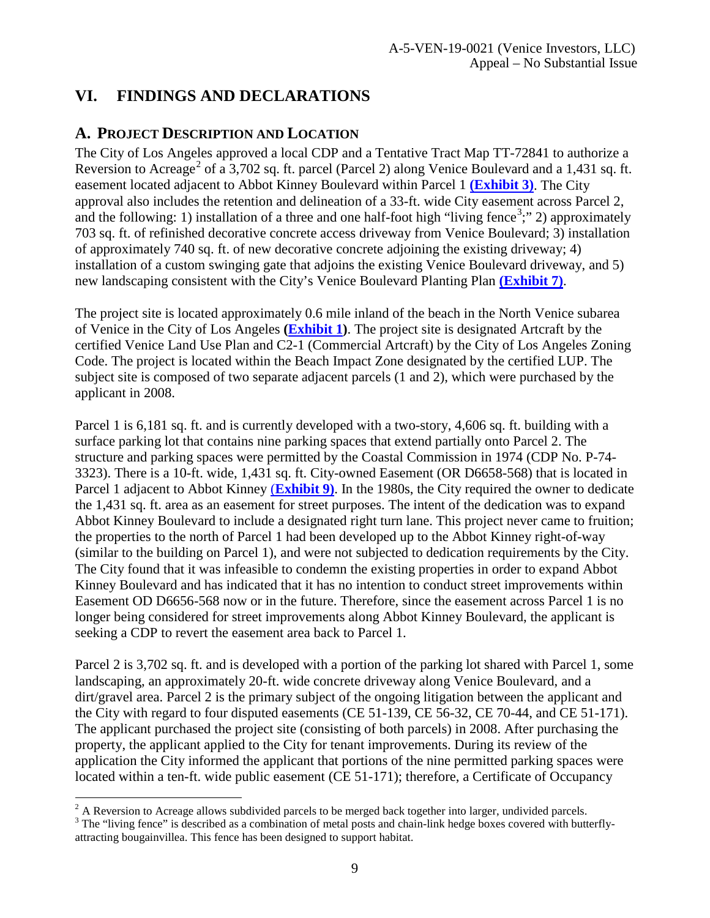## VI. FINDINGS AND DECLARATIONS

### A. PROJECT DESCRIPTION AND LOCATION

The City of Los Angeles approved a local CDP and a Tentative Tract Map TT-72841 to authorize a Reversion to Acreage[2] of a 3,702 sq. ft. parcel (Parcel 2) along Venice Boulevard and a 1,431 sq. ft. easement located adjacent to Abbot Kinney Boulevard within Parcel 1 **(Exhibit 3)**. The City approval also includes the retention and delineation of a 33-ft. wide City easement across Parcel 2, and the following: 1) installation of a three and one half-foot high "living fence[3];" 2) approximately 703 sq. ft. of refinished decorative concrete access driveway from Venice Boulevard; 3) installation of approximately 740 sq. ft. of new decorative concrete adjoining the existing driveway; 4) installation of a custom swinging gate that adjoins the existing Venice Boulevard driveway, and 5) new landscaping consistent with the City's Venice Boulevard Planting Plan **(Exhibit 7)**.

The project site is located approximately 0.6 mile inland of the beach in the North Venice subarea of Venice in the City of Los Angeles **(Exhibit 1)**. The project site is designated Artcraft by the certified Venice Land Use Plan and C2-1 (Commercial Artcraft) by the City of Los Angeles Zoning Code. The project is located within the Beach Impact Zone designated by the certified LUP. The subject site is composed of two separate adjacent parcels (1 and 2), which were purchased by the applicant in 2008.

Parcel 1 is 6,181 sq. ft. and is currently developed with a two-story, 4,606 sq. ft. building with a surface parking lot that contains nine parking spaces that extend partially onto Parcel 2. The structure and parking spaces were permitted by the Coastal Commission in 1974 (CDP No. P-74-3323). There is a 10-ft. wide, 1,431 sq. ft. City-owned Easement (OR D6658-568) that is located in Parcel 1 adjacent to Abbot Kinney **(Exhibit 9)**. In the 1980s, the City required the owner to dedicate the 1,431 sq. ft. area as an easement for street purposes. The intent of the dedication was to expand Abbot Kinney Boulevard to include a designated right turn lane. This project never came to fruition; the properties to the north of Parcel 1 had been developed up to the Abbot Kinney right-of-way (similar to the building on Parcel 1), and were not subjected to dedication requirements by the City. The City found that it was infeasible to condemn the existing properties in order to expand Abbot Kinney Boulevard and has indicated that it has no intention to conduct street improvements within Easement OD D6656-568 now or in the future. Therefore, since the easement across Parcel 1 is no longer being considered for street improvements along Abbot Kinney Boulevard, the applicant is seeking a CDP to revert the easement area back to Parcel 1.

Parcel 2 is 3,702 sq. ft. and is developed with a portion of the parking lot shared with Parcel 1, some landscaping, an approximately 20-ft. wide concrete driveway along Venice Boulevard, and a dirt/gravel area. Parcel 2 is the primary subject of the ongoing litigation between the applicant and the City with regard to four disputed easements (CE 51-139, CE 56-32, CE 70-44, and CE 51-171). The applicant purchased the project site (consisting of both parcels) in 2008. After purchasing the property, the applicant applied to the City for tenant improvements. During its review of the application the City informed the applicant that portions of the nine permitted parking spaces were located within a ten-ft. wide public easement (CE 51-171); therefore, a Certificate of Occupancy

[2] A Reversion to Acreage allows subdivided parcels to be merged back together into larger, undivided parcels.

[3] The "living fence" is described as a combination of metal posts and chain-link hedge boxes covered with butterfly-attracting bougainvillea. This fence has been designed to support habitat.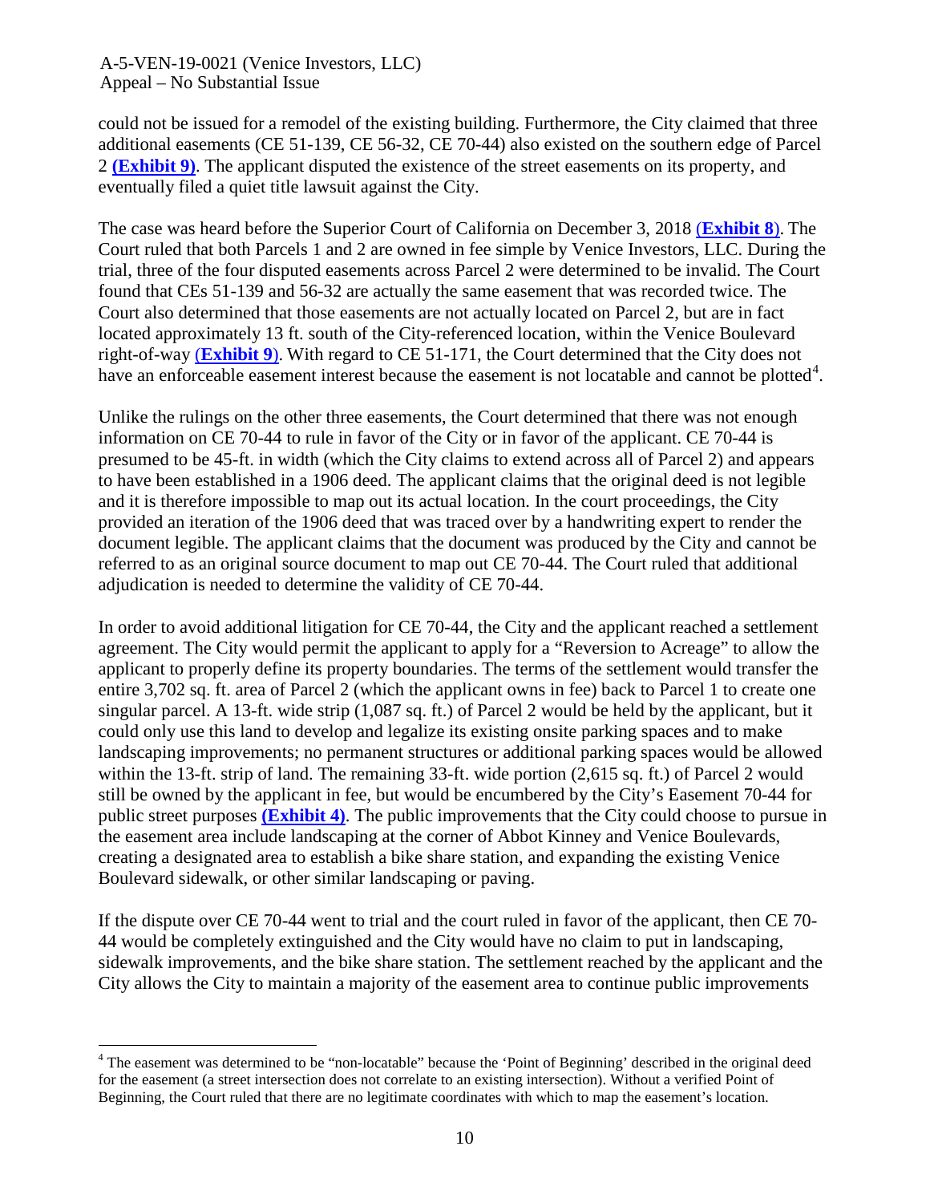could not be issued for a remodel of the existing building. Furthermore, the City claimed that three additional easements (CE 51-139, CE 56-32, CE 70-44) also existed on the southern edge of Parcel 2 **(Exhibit 9)**. The applicant disputed the existence of the street easements on its property, and eventually filed a quiet title lawsuit against the City.

The case was heard before the Superior Court of California on December 3, 2018 (**Exhibit 8**). The Court ruled that both Parcels 1 and 2 are owned in fee simple by Venice Investors, LLC. During the trial, three of the four disputed easements across Parcel 2 were determined to be invalid. The Court found that CEs 51-139 and 56-32 are actually the same easement that was recorded twice. The Court also determined that those easements are not actually located on Parcel 2, but are in fact located approximately 13 ft. south of the City-referenced location, within the Venice Boulevard right-of-way (**Exhibit 9**). With regard to CE 51-171, the Court determined that the City does not have an enforceable easement interest because the easement is not locatable and cannot be plotted[4].

Unlike the rulings on the other three easements, the Court determined that there was not enough information on CE 70-44 to rule in favor of the City or in favor of the applicant. CE 70-44 is presumed to be 45-ft. in width (which the City claims to extend across all of Parcel 2) and appears to have been established in a 1906 deed. The applicant claims that the original deed is not legible and it is therefore impossible to map out its actual location. In the court proceedings, the City provided an iteration of the 1906 deed that was traced over by a handwriting expert to render the document legible. The applicant claims that the document was produced by the City and cannot be referred to as an original source document to map out CE 70-44. The Court ruled that additional adjudication is needed to determine the validity of CE 70-44.

In order to avoid additional litigation for CE 70-44, the City and the applicant reached a settlement agreement. The City would permit the applicant to apply for a "Reversion to Acreage" to allow the applicant to properly define its property boundaries. The terms of the settlement would transfer the entire 3,702 sq. ft. area of Parcel 2 (which the applicant owns in fee) back to Parcel 1 to create one singular parcel. A 13-ft. wide strip (1,087 sq. ft.) of Parcel 2 would be held by the applicant, but it could only use this land to develop and legalize its existing onsite parking spaces and to make landscaping improvements; no permanent structures or additional parking spaces would be allowed within the 13-ft. strip of land. The remaining 33-ft. wide portion (2,615 sq. ft.) of Parcel 2 would still be owned by the applicant in fee, but would be encumbered by the City's Easement 70-44 for public street purposes **(Exhibit 4)**. The public improvements that the City could choose to pursue in the easement area include landscaping at the corner of Abbot Kinney and Venice Boulevards, creating a designated area to establish a bike share station, and expanding the existing Venice Boulevard sidewalk, or other similar landscaping or paving.

If the dispute over CE 70-44 went to trial and the court ruled in favor of the applicant, then CE 70-44 would be completely extinguished and the City would have no claim to put in landscaping, sidewalk improvements, and the bike share station. The settlement reached by the applicant and the City allows the City to maintain a majority of the easement area to continue public improvements

[4] The easement was determined to be "non-locatable" because the 'Point of Beginning' described in the original deed for the easement (a street intersection does not correlate to an existing intersection). Without a verified Point of Beginning, the Court ruled that there are no legitimate coordinates with which to map the easement's location.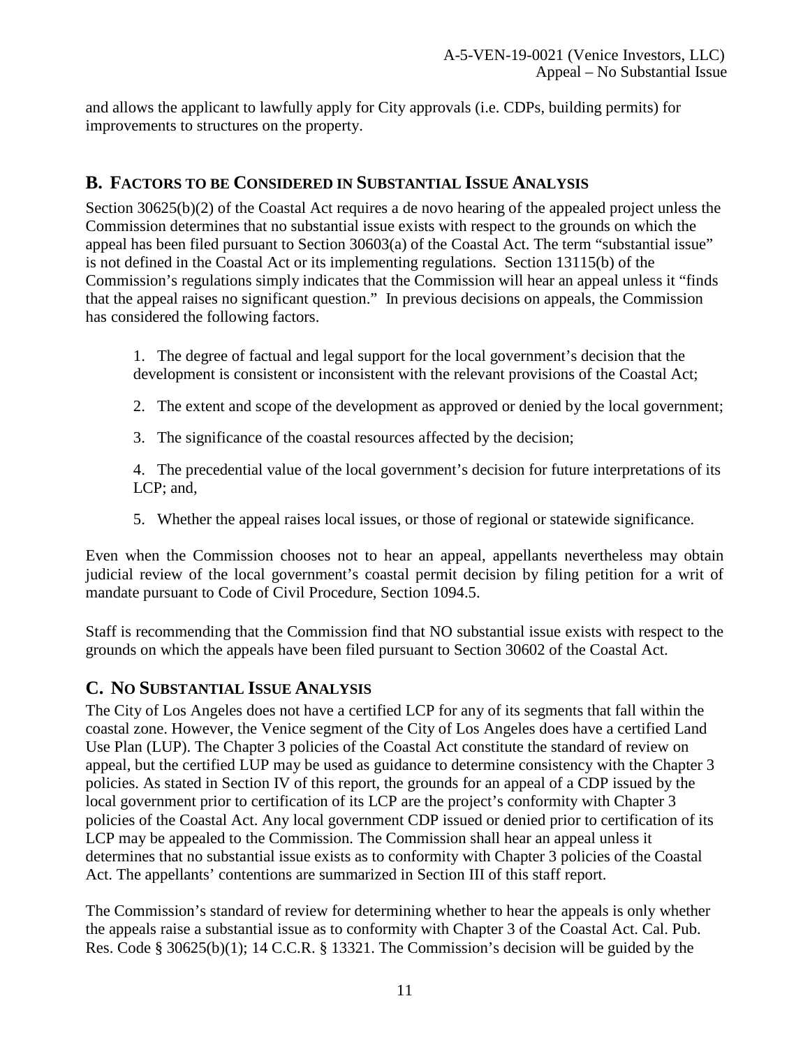and allows the applicant to lawfully apply for City approvals (i.e. CDPs, building permits) for improvements to structures on the property.

## B. Factors to be Considered in Substantial Issue Analysis

Section 30625(b)(2) of the Coastal Act requires a de novo hearing of the appealed project unless the Commission determines that no substantial issue exists with respect to the grounds on which the appeal has been filed pursuant to Section 30603(a) of the Coastal Act. The term "substantial issue" is not defined in the Coastal Act or its implementing regulations. Section 13115(b) of the Commission's regulations simply indicates that the Commission will hear an appeal unless it "finds that the appeal raises no significant question." In previous decisions on appeals, the Commission has considered the following factors.

1. The degree of factual and legal support for the local government's decision that the development is consistent or inconsistent with the relevant provisions of the Coastal Act;

2. The extent and scope of the development as approved or denied by the local government;

3. The significance of the coastal resources affected by the decision;

4. The precedential value of the local government's decision for future interpretations of its LCP; and,

5. Whether the appeal raises local issues, or those of regional or statewide significance.

Even when the Commission chooses not to hear an appeal, appellants nevertheless may obtain judicial review of the local government's coastal permit decision by filing petition for a writ of mandate pursuant to Code of Civil Procedure, Section 1094.5.

Staff is recommending that the Commission find that NO substantial issue exists with respect to the grounds on which the appeals have been filed pursuant to Section 30602 of the Coastal Act.

## C. No Substantial Issue Analysis

The City of Los Angeles does not have a certified LCP for any of its segments that fall within the coastal zone. However, the Venice segment of the City of Los Angeles does have a certified Land Use Plan (LUP). The Chapter 3 policies of the Coastal Act constitute the standard of review on appeal, but the certified LUP may be used as guidance to determine consistency with the Chapter 3 policies. As stated in Section IV of this report, the grounds for an appeal of a CDP issued by the local government prior to certification of its LCP are the project's conformity with Chapter 3 policies of the Coastal Act. Any local government CDP issued or denied prior to certification of its LCP may be appealed to the Commission. The Commission shall hear an appeal unless it determines that no substantial issue exists as to conformity with Chapter 3 policies of the Coastal Act. The appellants' contentions are summarized in Section III of this staff report.

The Commission's standard of review for determining whether to hear the appeals is only whether the appeals raise a substantial issue as to conformity with Chapter 3 of the Coastal Act. Cal. Pub. Res. Code § 30625(b)(1); 14 C.C.R. § 13321. The Commission's decision will be guided by the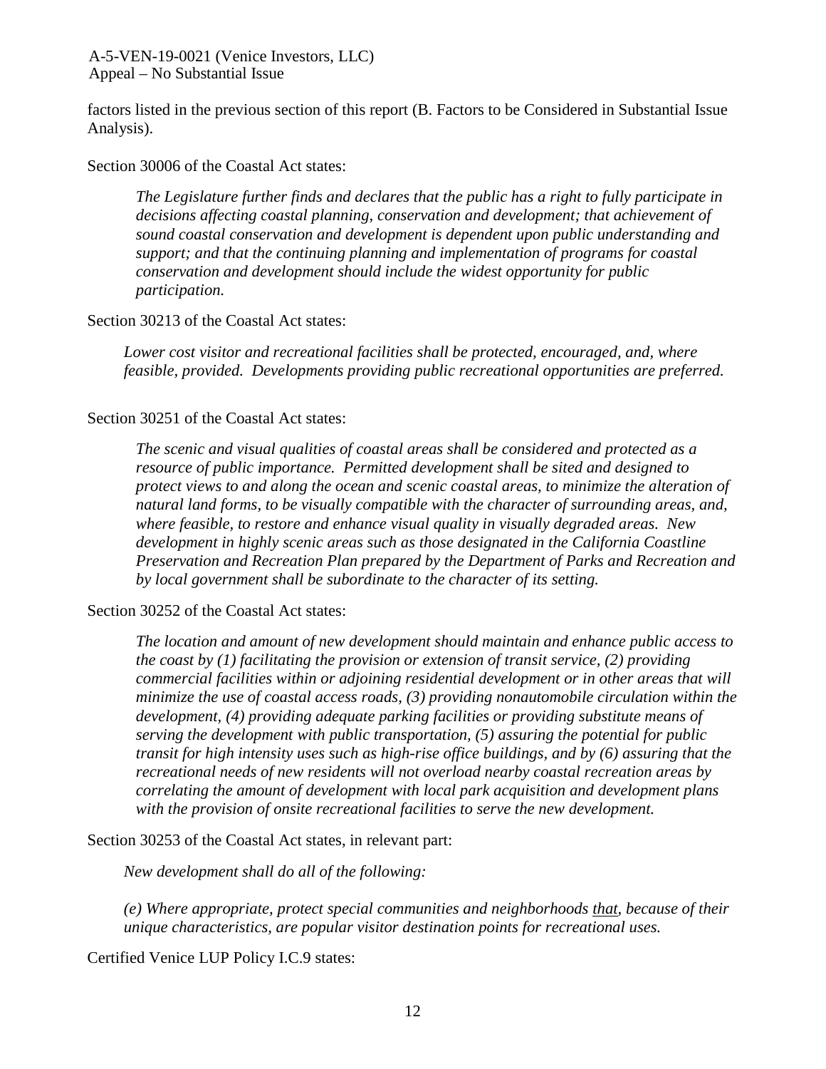factors listed in the previous section of this report (B. Factors to be Considered in Substantial Issue Analysis).

Section 30006 of the Coastal Act states:

> *The Legislature further finds and declares that the public has a right to fully participate in decisions affecting coastal planning, conservation and development; that achievement of sound coastal conservation and development is dependent upon public understanding and support; and that the continuing planning and implementation of programs for coastal conservation and development should include the widest opportunity for public participation.*

Section 30213 of the Coastal Act states:

> *Lower cost visitor and recreational facilities shall be protected, encouraged, and, where feasible, provided. Developments providing public recreational opportunities are preferred.*

Section 30251 of the Coastal Act states:

> *The scenic and visual qualities of coastal areas shall be considered and protected as a resource of public importance. Permitted development shall be sited and designed to protect views to and along the ocean and scenic coastal areas, to minimize the alteration of natural land forms, to be visually compatible with the character of surrounding areas, and, where feasible, to restore and enhance visual quality in visually degraded areas. New development in highly scenic areas such as those designated in the California Coastline Preservation and Recreation Plan prepared by the Department of Parks and Recreation and by local government shall be subordinate to the character of its setting.*

Section 30252 of the Coastal Act states:

> *The location and amount of new development should maintain and enhance public access to the coast by (1) facilitating the provision or extension of transit service, (2) providing commercial facilities within or adjoining residential development or in other areas that will minimize the use of coastal access roads, (3) providing nonautomobile circulation within the development, (4) providing adequate parking facilities or providing substitute means of serving the development with public transportation, (5) assuring the potential for public transit for high intensity uses such as high-rise office buildings, and by (6) assuring that the recreational needs of new residents will not overload nearby coastal recreation areas by correlating the amount of development with local park acquisition and development plans with the provision of onsite recreational facilities to serve the new development.*

Section 30253 of the Coastal Act states, in relevant part:

> *New development shall do all of the following:*
>
> *(e) Where appropriate, protect special communities and neighborhoods <u>that</u>, because of their unique characteristics, are popular visitor destination points for recreational uses.*

Certified Venice LUP Policy I.C.9 states: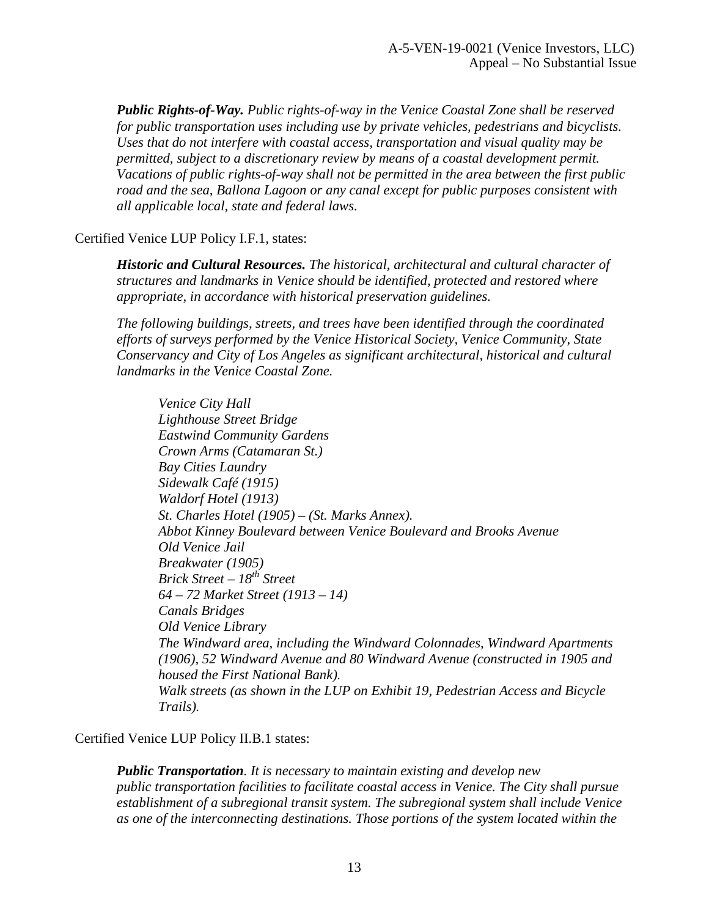***Public Rights-of-Way.*** *Public rights-of-way in the Venice Coastal Zone shall be reserved for public transportation uses including use by private vehicles, pedestrians and bicyclists. Uses that do not interfere with coastal access, transportation and visual quality may be permitted, subject to a discretionary review by means of a coastal development permit. Vacations of public rights-of-way shall not be permitted in the area between the first public road and the sea, Ballona Lagoon or any canal except for public purposes consistent with all applicable local, state and federal laws.*

Certified Venice LUP Policy I.F.1, states:

***Historic and Cultural Resources.*** *The historical, architectural and cultural character of structures and landmarks in Venice should be identified, protected and restored where appropriate, in accordance with historical preservation guidelines.*

*The following buildings, streets, and trees have been identified through the coordinated efforts of surveys performed by the Venice Historical Society, Venice Community, State Conservancy and City of Los Angeles as significant architectural, historical and cultural landmarks in the Venice Coastal Zone.*

*Venice City Hall*
*Lighthouse Street Bridge*
*Eastwind Community Gardens*
*Crown Arms (Catamaran St.)*
*Bay Cities Laundry*
*Sidewalk Café (1915)*
*Waldorf Hotel (1913)*
*St. Charles Hotel (1905) – (St. Marks Annex).*
*Abbot Kinney Boulevard between Venice Boulevard and Brooks Avenue*
*Old Venice Jail*
*Breakwater (1905)*
*Brick Street – 18th Street*
*64 – 72 Market Street (1913 – 14)*
*Canals Bridges*
*Old Venice Library*
*The Windward area, including the Windward Colonnades, Windward Apartments (1906), 52 Windward Avenue and 80 Windward Avenue (constructed in 1905 and housed the First National Bank).*
*Walk streets (as shown in the LUP on Exhibit 19, Pedestrian Access and Bicycle Trails).*

Certified Venice LUP Policy II.B.1 states:

***Public Transportation***. *It is necessary to maintain existing and develop new public transportation facilities to facilitate coastal access in Venice. The City shall pursue establishment of a subregional transit system. The subregional system shall include Venice as one of the interconnecting destinations. Those portions of the system located within the*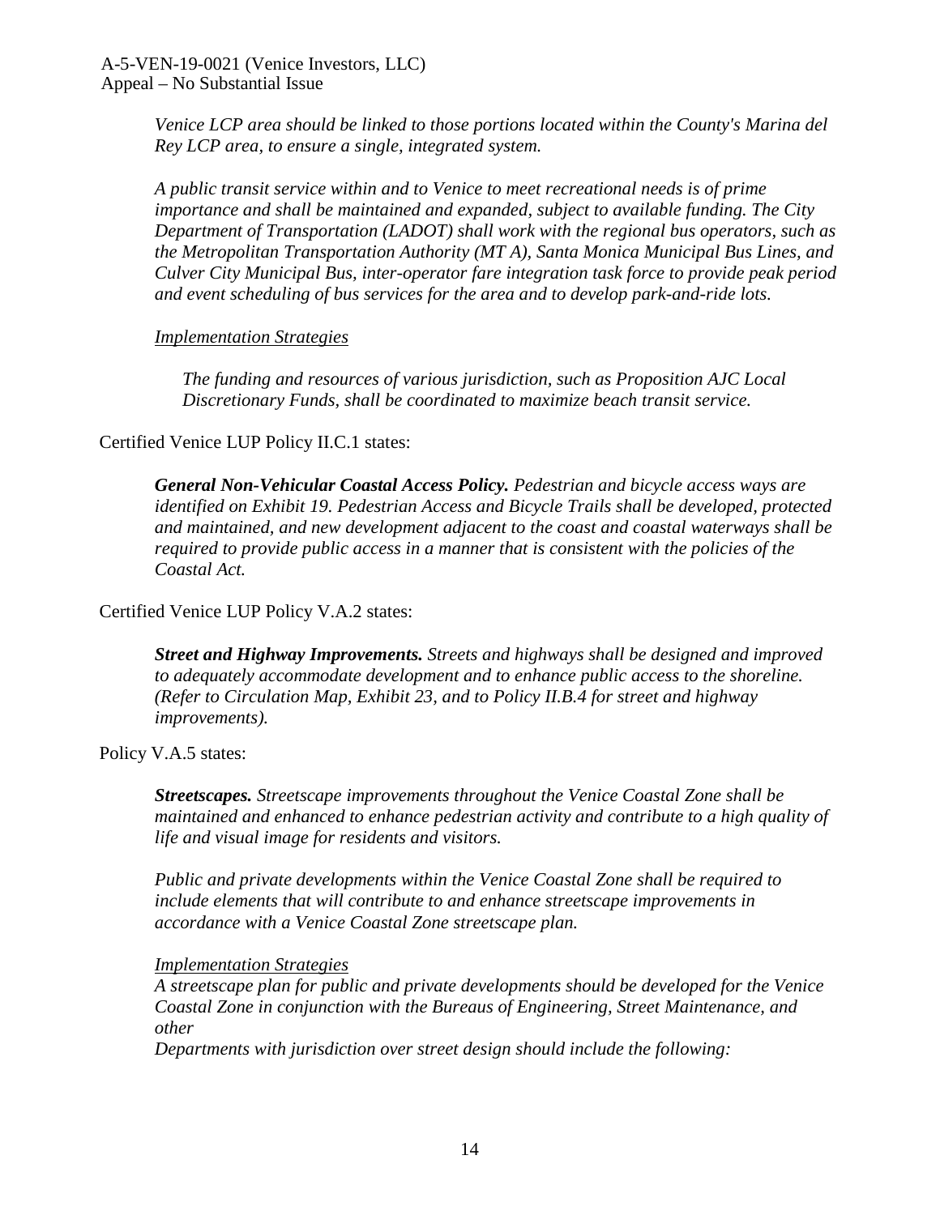*Venice LCP area should be linked to those portions located within the County's Marina del Rey LCP area, to ensure a single, integrated system.*

*A public transit service within and to Venice to meet recreational needs is of prime importance and shall be maintained and expanded, subject to available funding. The City Department of Transportation (LADOT) shall work with the regional bus operators, such as the Metropolitan Transportation Authority (MT A), Santa Monica Municipal Bus Lines, and Culver City Municipal Bus, inter-operator fare integration task force to provide peak period and event scheduling of bus services for the area and to develop park-and-ride lots.*

*Implementation Strategies*

*The funding and resources of various jurisdiction, such as Proposition AJC Local Discretionary Funds, shall be coordinated to maximize beach transit service.*

Certified Venice LUP Policy II.C.1 states:

***General Non-Vehicular Coastal Access Policy.*** *Pedestrian and bicycle access ways are identified on Exhibit 19. Pedestrian Access and Bicycle Trails shall be developed, protected and maintained, and new development adjacent to the coast and coastal waterways shall be required to provide public access in a manner that is consistent with the policies of the Coastal Act.*

Certified Venice LUP Policy V.A.2 states:

***Street and Highway Improvements.*** *Streets and highways shall be designed and improved to adequately accommodate development and to enhance public access to the shoreline. (Refer to Circulation Map, Exhibit 23, and to Policy II.B.4 for street and highway improvements).*

Policy V.A.5 states:

***Streetscapes.*** *Streetscape improvements throughout the Venice Coastal Zone shall be maintained and enhanced to enhance pedestrian activity and contribute to a high quality of life and visual image for residents and visitors.*

*Public and private developments within the Venice Coastal Zone shall be required to include elements that will contribute to and enhance streetscape improvements in accordance with a Venice Coastal Zone streetscape plan.*

*Implementation Strategies*

*A streetscape plan for public and private developments should be developed for the Venice Coastal Zone in conjunction with the Bureaus of Engineering, Street Maintenance, and other*

*Departments with jurisdiction over street design should include the following:*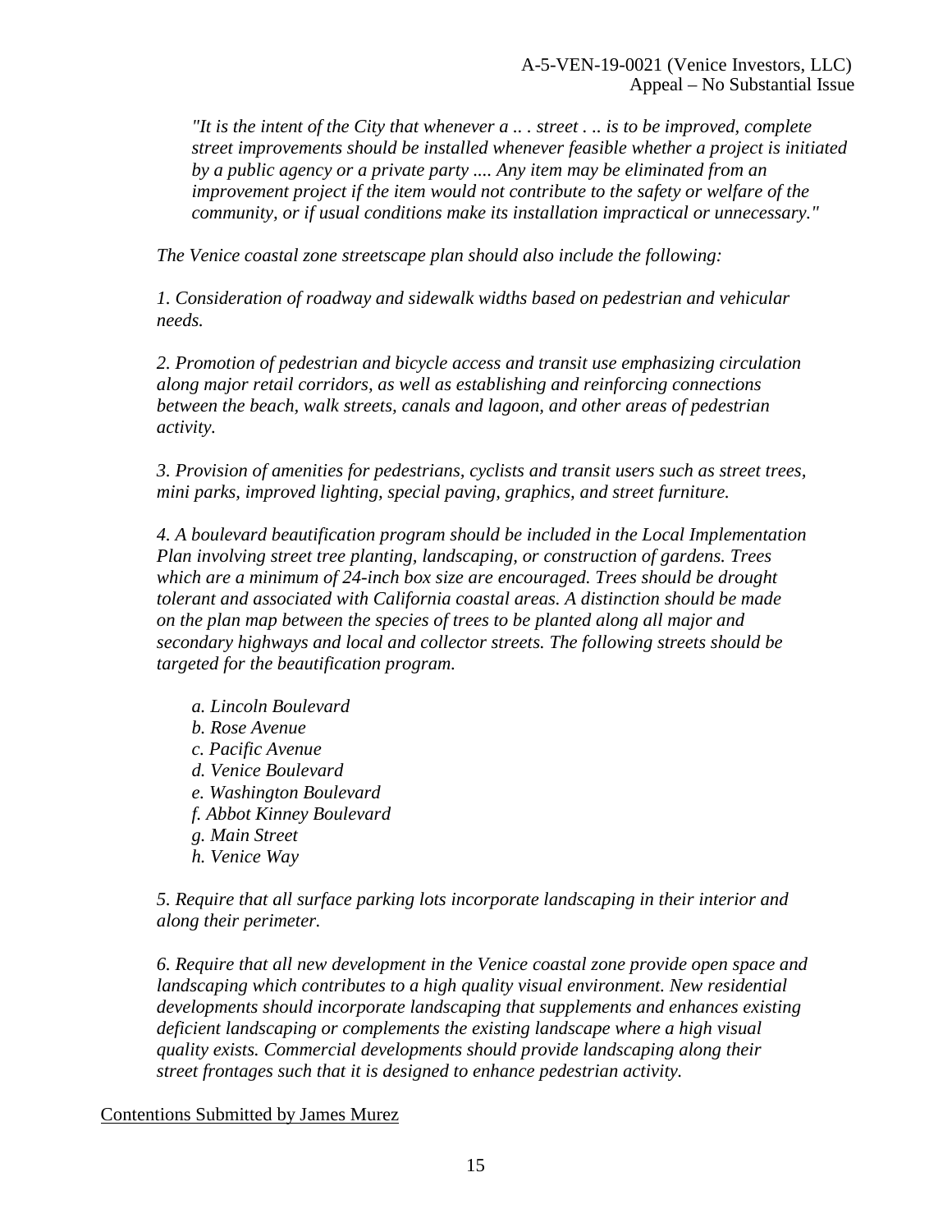*"It is the intent of the City that whenever a .. . street . .. is to be improved, complete street improvements should be installed whenever feasible whether a project is initiated by a public agency or a private party .... Any item may be eliminated from an improvement project if the item would not contribute to the safety or welfare of the community, or if usual conditions make its installation impractical or unnecessary."*

*The Venice coastal zone streetscape plan should also include the following:*

*1. Consideration of roadway and sidewalk widths based on pedestrian and vehicular needs.*

*2. Promotion of pedestrian and bicycle access and transit use emphasizing circulation along major retail corridors, as well as establishing and reinforcing connections between the beach, walk streets, canals and lagoon, and other areas of pedestrian activity.*

*3. Provision of amenities for pedestrians, cyclists and transit users such as street trees, mini parks, improved lighting, special paving, graphics, and street furniture.*

*4. A boulevard beautification program should be included in the Local Implementation Plan involving street tree planting, landscaping, or construction of gardens. Trees which are a minimum of 24-inch box size are encouraged. Trees should be drought tolerant and associated with California coastal areas. A distinction should be made on the plan map between the species of trees to be planted along all major and secondary highways and local and collector streets. The following streets should be targeted for the beautification program.*

*a. Lincoln Boulevard*
*b. Rose Avenue*
*c. Pacific Avenue*
*d. Venice Boulevard*
*e. Washington Boulevard*
*f. Abbot Kinney Boulevard*
*g. Main Street*
*h. Venice Way*

*5. Require that all surface parking lots incorporate landscaping in their interior and along their perimeter.*

*6. Require that all new development in the Venice coastal zone provide open space and landscaping which contributes to a high quality visual environment. New residential developments should incorporate landscaping that supplements and enhances existing deficient landscaping or complements the existing landscape where a high visual quality exists. Commercial developments should provide landscaping along their street frontages such that it is designed to enhance pedestrian activity.*

<u>Contentions Submitted by James Murez</u>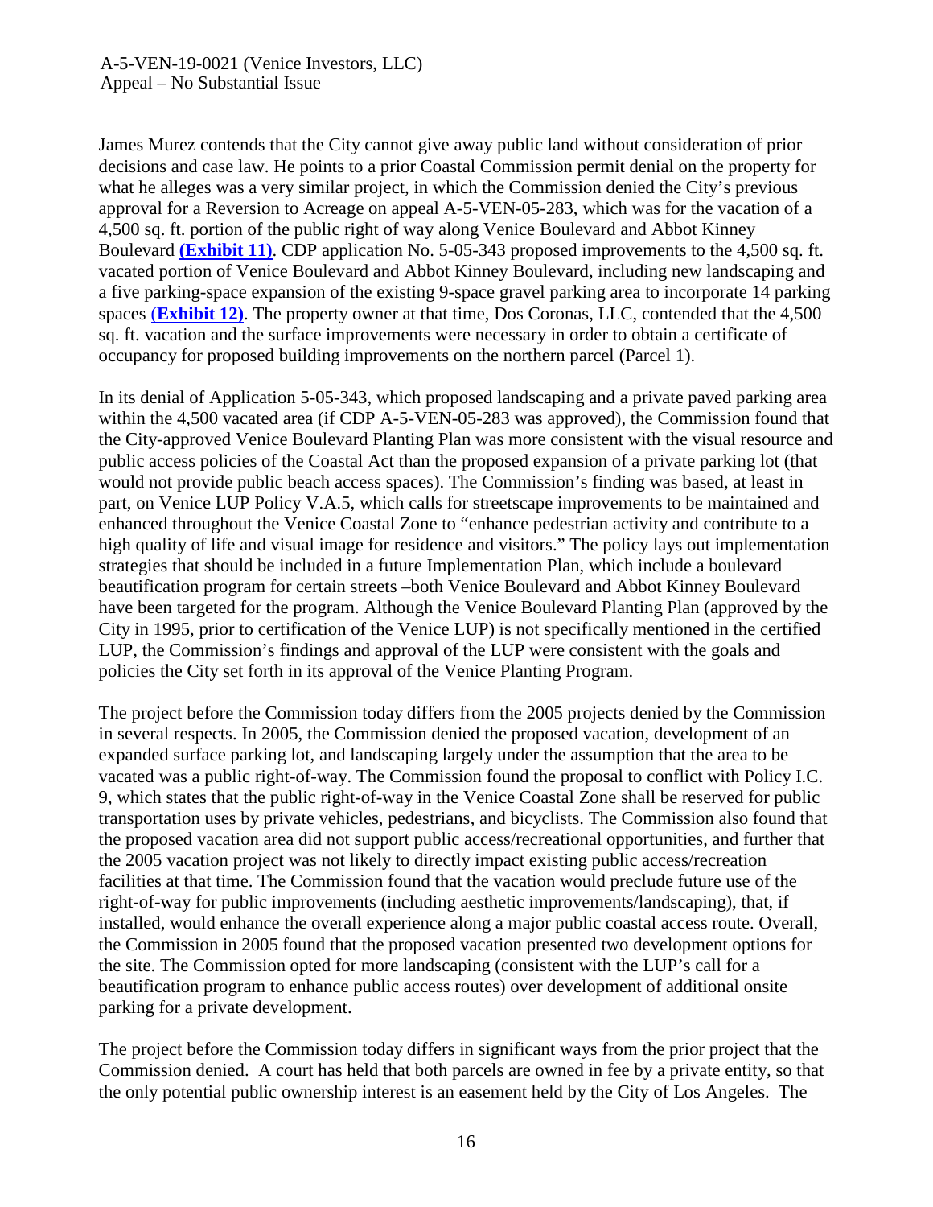James Murez contends that the City cannot give away public land without consideration of prior decisions and case law. He points to a prior Coastal Commission permit denial on the property for what he alleges was a very similar project, in which the Commission denied the City's previous approval for a Reversion to Acreage on appeal A-5-VEN-05-283, which was for the vacation of a 4,500 sq. ft. portion of the public right of way along Venice Boulevard and Abbot Kinney Boulevard **(Exhibit 11)**. CDP application No. 5-05-343 proposed improvements to the 4,500 sq. ft. vacated portion of Venice Boulevard and Abbot Kinney Boulevard, including new landscaping and a five parking-space expansion of the existing 9-space gravel parking area to incorporate 14 parking spaces (**Exhibit 12)**. The property owner at that time, Dos Coronas, LLC, contended that the 4,500 sq. ft. vacation and the surface improvements were necessary in order to obtain a certificate of occupancy for proposed building improvements on the northern parcel (Parcel 1).

In its denial of Application 5-05-343, which proposed landscaping and a private paved parking area within the 4,500 vacated area (if CDP A-5-VEN-05-283 was approved), the Commission found that the City-approved Venice Boulevard Planting Plan was more consistent with the visual resource and public access policies of the Coastal Act than the proposed expansion of a private parking lot (that would not provide public beach access spaces). The Commission's finding was based, at least in part, on Venice LUP Policy V.A.5, which calls for streetscape improvements to be maintained and enhanced throughout the Venice Coastal Zone to "enhance pedestrian activity and contribute to a high quality of life and visual image for residence and visitors." The policy lays out implementation strategies that should be included in a future Implementation Plan, which include a boulevard beautification program for certain streets –both Venice Boulevard and Abbot Kinney Boulevard have been targeted for the program. Although the Venice Boulevard Planting Plan (approved by the City in 1995, prior to certification of the Venice LUP) is not specifically mentioned in the certified LUP, the Commission's findings and approval of the LUP were consistent with the goals and policies the City set forth in its approval of the Venice Planting Program.

The project before the Commission today differs from the 2005 projects denied by the Commission in several respects. In 2005, the Commission denied the proposed vacation, development of an expanded surface parking lot, and landscaping largely under the assumption that the area to be vacated was a public right-of-way. The Commission found the proposal to conflict with Policy I.C. 9, which states that the public right-of-way in the Venice Coastal Zone shall be reserved for public transportation uses by private vehicles, pedestrians, and bicyclists. The Commission also found that the proposed vacation area did not support public access/recreational opportunities, and further that the 2005 vacation project was not likely to directly impact existing public access/recreation facilities at that time. The Commission found that the vacation would preclude future use of the right-of-way for public improvements (including aesthetic improvements/landscaping), that, if installed, would enhance the overall experience along a major public coastal access route. Overall, the Commission in 2005 found that the proposed vacation presented two development options for the site. The Commission opted for more landscaping (consistent with the LUP's call for a beautification program to enhance public access routes) over development of additional onsite parking for a private development.

The project before the Commission today differs in significant ways from the prior project that the Commission denied. A court has held that both parcels are owned in fee by a private entity, so that the only potential public ownership interest is an easement held by the City of Los Angeles. The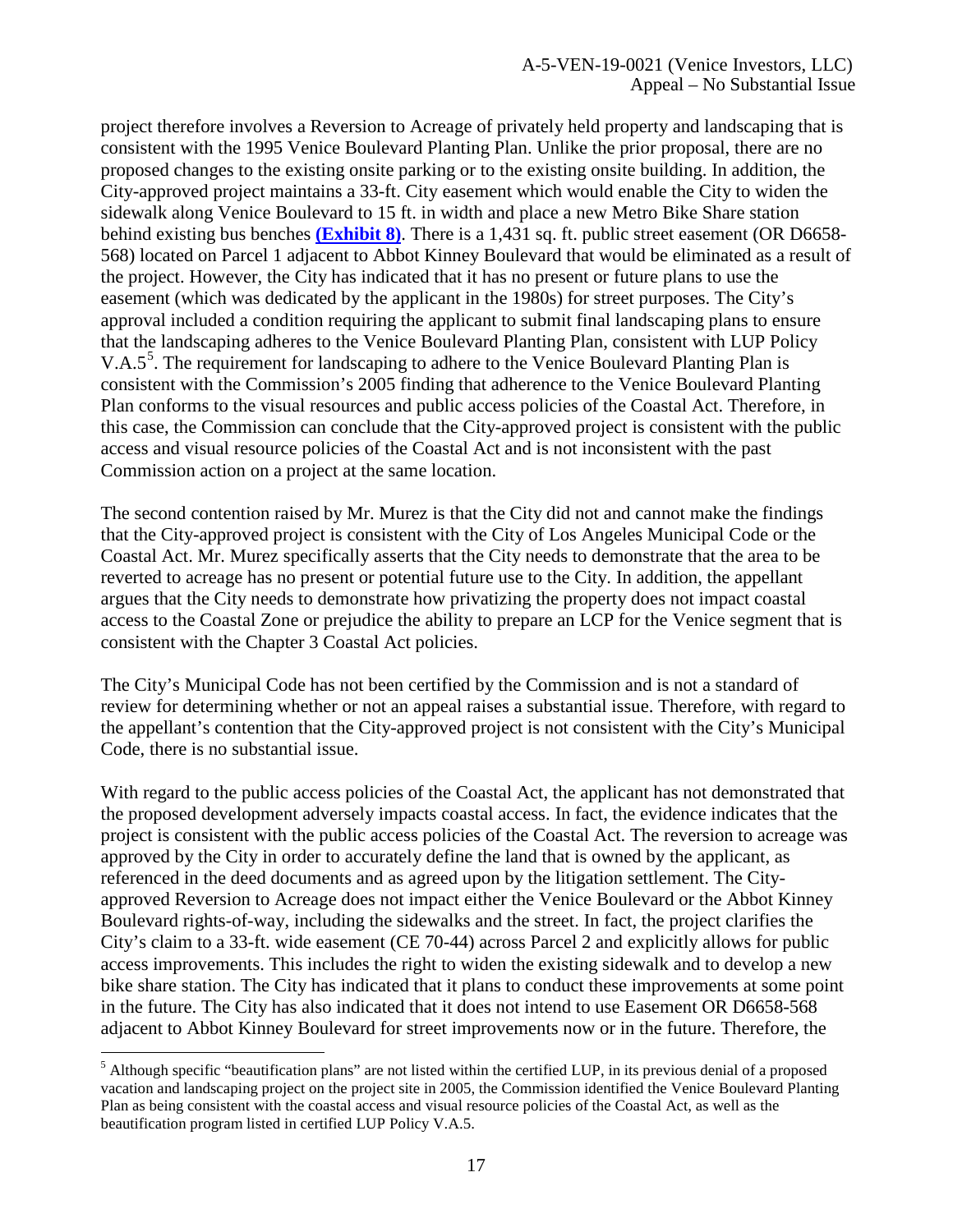project therefore involves a Reversion to Acreage of privately held property and landscaping that is consistent with the 1995 Venice Boulevard Planting Plan. Unlike the prior proposal, there are no proposed changes to the existing onsite parking or to the existing onsite building. In addition, the City-approved project maintains a 33-ft. City easement which would enable the City to widen the sidewalk along Venice Boulevard to 15 ft. in width and place a new Metro Bike Share station behind existing bus benches **(Exhibit 8)**. There is a 1,431 sq. ft. public street easement (OR D6658-568) located on Parcel 1 adjacent to Abbot Kinney Boulevard that would be eliminated as a result of the project. However, the City has indicated that it has no present or future plans to use the easement (which was dedicated by the applicant in the 1980s) for street purposes. The City's approval included a condition requiring the applicant to submit final landscaping plans to ensure that the landscaping adheres to the Venice Boulevard Planting Plan, consistent with LUP Policy V.A.5[5]. The requirement for landscaping to adhere to the Venice Boulevard Planting Plan is consistent with the Commission's 2005 finding that adherence to the Venice Boulevard Planting Plan conforms to the visual resources and public access policies of the Coastal Act. Therefore, in this case, the Commission can conclude that the City-approved project is consistent with the public access and visual resource policies of the Coastal Act and is not inconsistent with the past Commission action on a project at the same location.

The second contention raised by Mr. Murez is that the City did not and cannot make the findings that the City-approved project is consistent with the City of Los Angeles Municipal Code or the Coastal Act. Mr. Murez specifically asserts that the City needs to demonstrate that the area to be reverted to acreage has no present or potential future use to the City. In addition, the appellant argues that the City needs to demonstrate how privatizing the property does not impact coastal access to the Coastal Zone or prejudice the ability to prepare an LCP for the Venice segment that is consistent with the Chapter 3 Coastal Act policies.

The City's Municipal Code has not been certified by the Commission and is not a standard of review for determining whether or not an appeal raises a substantial issue. Therefore, with regard to the appellant's contention that the City-approved project is not consistent with the City's Municipal Code, there is no substantial issue.

With regard to the public access policies of the Coastal Act, the applicant has not demonstrated that the proposed development adversely impacts coastal access. In fact, the evidence indicates that the project is consistent with the public access policies of the Coastal Act. The reversion to acreage was approved by the City in order to accurately define the land that is owned by the applicant, as referenced in the deed documents and as agreed upon by the litigation settlement. The City-approved Reversion to Acreage does not impact either the Venice Boulevard or the Abbot Kinney Boulevard rights-of-way, including the sidewalks and the street. In fact, the project clarifies the City's claim to a 33-ft. wide easement (CE 70-44) across Parcel 2 and explicitly allows for public access improvements. This includes the right to widen the existing sidewalk and to develop a new bike share station. The City has indicated that it plans to conduct these improvements at some point in the future. The City has also indicated that it does not intend to use Easement OR D6658-568 adjacent to Abbot Kinney Boulevard for street improvements now or in the future. Therefore, the

---

[5] Although specific "beautification plans" are not listed within the certified LUP, in its previous denial of a proposed vacation and landscaping project on the project site in 2005, the Commission identified the Venice Boulevard Planting Plan as being consistent with the coastal access and visual resource policies of the Coastal Act, as well as the beautification program listed in certified LUP Policy V.A.5.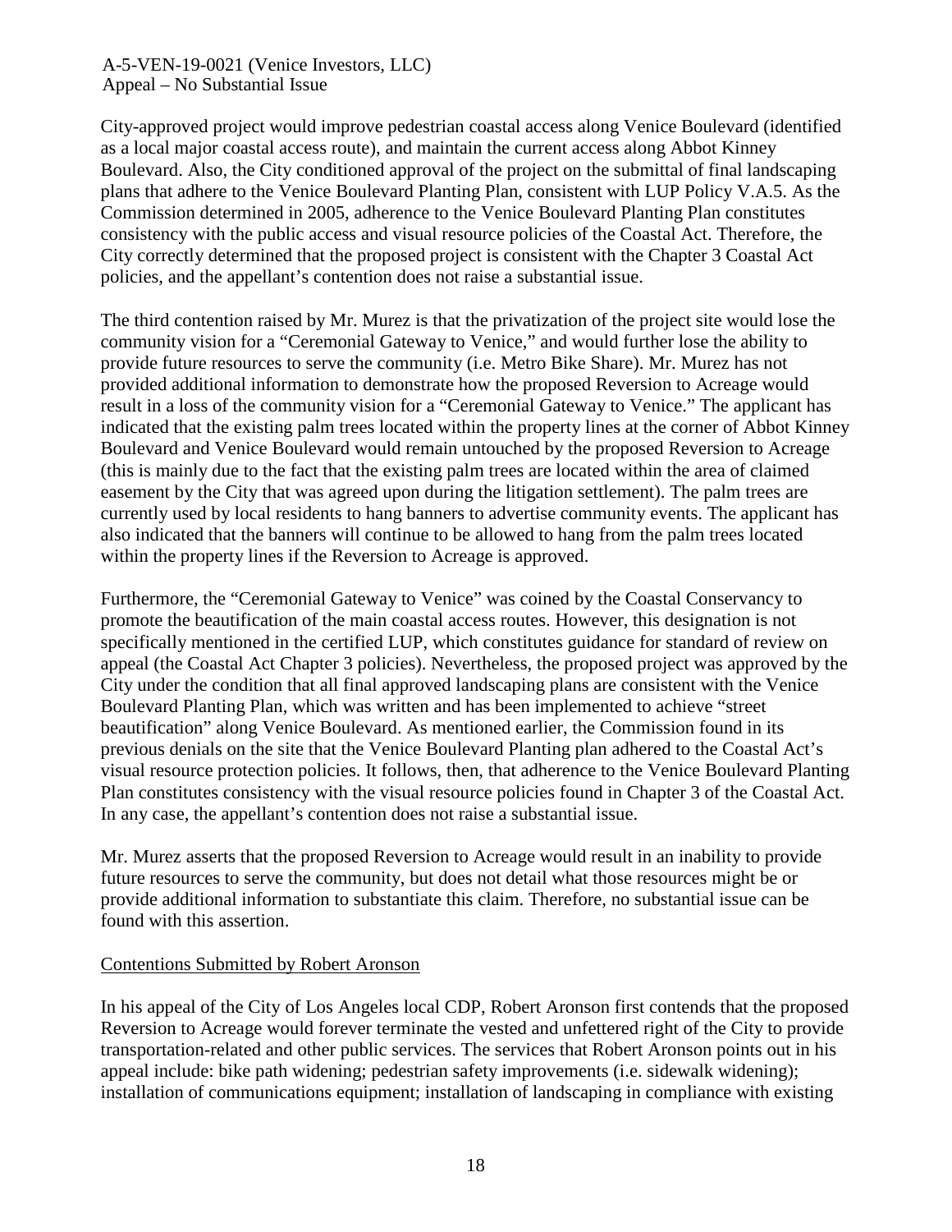City-approved project would improve pedestrian coastal access along Venice Boulevard (identified as a local major coastal access route), and maintain the current access along Abbot Kinney Boulevard. Also, the City conditioned approval of the project on the submittal of final landscaping plans that adhere to the Venice Boulevard Planting Plan, consistent with LUP Policy V.A.5. As the Commission determined in 2005, adherence to the Venice Boulevard Planting Plan constitutes consistency with the public access and visual resource policies of the Coastal Act. Therefore, the City correctly determined that the proposed project is consistent with the Chapter 3 Coastal Act policies, and the appellant's contention does not raise a substantial issue.

The third contention raised by Mr. Murez is that the privatization of the project site would lose the community vision for a "Ceremonial Gateway to Venice," and would further lose the ability to provide future resources to serve the community (i.e. Metro Bike Share). Mr. Murez has not provided additional information to demonstrate how the proposed Reversion to Acreage would result in a loss of the community vision for a "Ceremonial Gateway to Venice." The applicant has indicated that the existing palm trees located within the property lines at the corner of Abbot Kinney Boulevard and Venice Boulevard would remain untouched by the proposed Reversion to Acreage (this is mainly due to the fact that the existing palm trees are located within the area of claimed easement by the City that was agreed upon during the litigation settlement). The palm trees are currently used by local residents to hang banners to advertise community events. The applicant has also indicated that the banners will continue to be allowed to hang from the palm trees located within the property lines if the Reversion to Acreage is approved.

Furthermore, the "Ceremonial Gateway to Venice" was coined by the Coastal Conservancy to promote the beautification of the main coastal access routes. However, this designation is not specifically mentioned in the certified LUP, which constitutes guidance for standard of review on appeal (the Coastal Act Chapter 3 policies). Nevertheless, the proposed project was approved by the City under the condition that all final approved landscaping plans are consistent with the Venice Boulevard Planting Plan, which was written and has been implemented to achieve "street beautification" along Venice Boulevard. As mentioned earlier, the Commission found in its previous denials on the site that the Venice Boulevard Planting plan adhered to the Coastal Act's visual resource protection policies. It follows, then, that adherence to the Venice Boulevard Planting Plan constitutes consistency with the visual resource policies found in Chapter 3 of the Coastal Act. In any case, the appellant's contention does not raise a substantial issue.

Mr. Murez asserts that the proposed Reversion to Acreage would result in an inability to provide future resources to serve the community, but does not detail what those resources might be or provide additional information to substantiate this claim. Therefore, no substantial issue can be found with this assertion.

<u>Contentions Submitted by Robert Aronson</u>

In his appeal of the City of Los Angeles local CDP, Robert Aronson first contends that the proposed Reversion to Acreage would forever terminate the vested and unfettered right of the City to provide transportation-related and other public services. The services that Robert Aronson points out in his appeal include: bike path widening; pedestrian safety improvements (i.e. sidewalk widening); installation of communications equipment; installation of landscaping in compliance with existing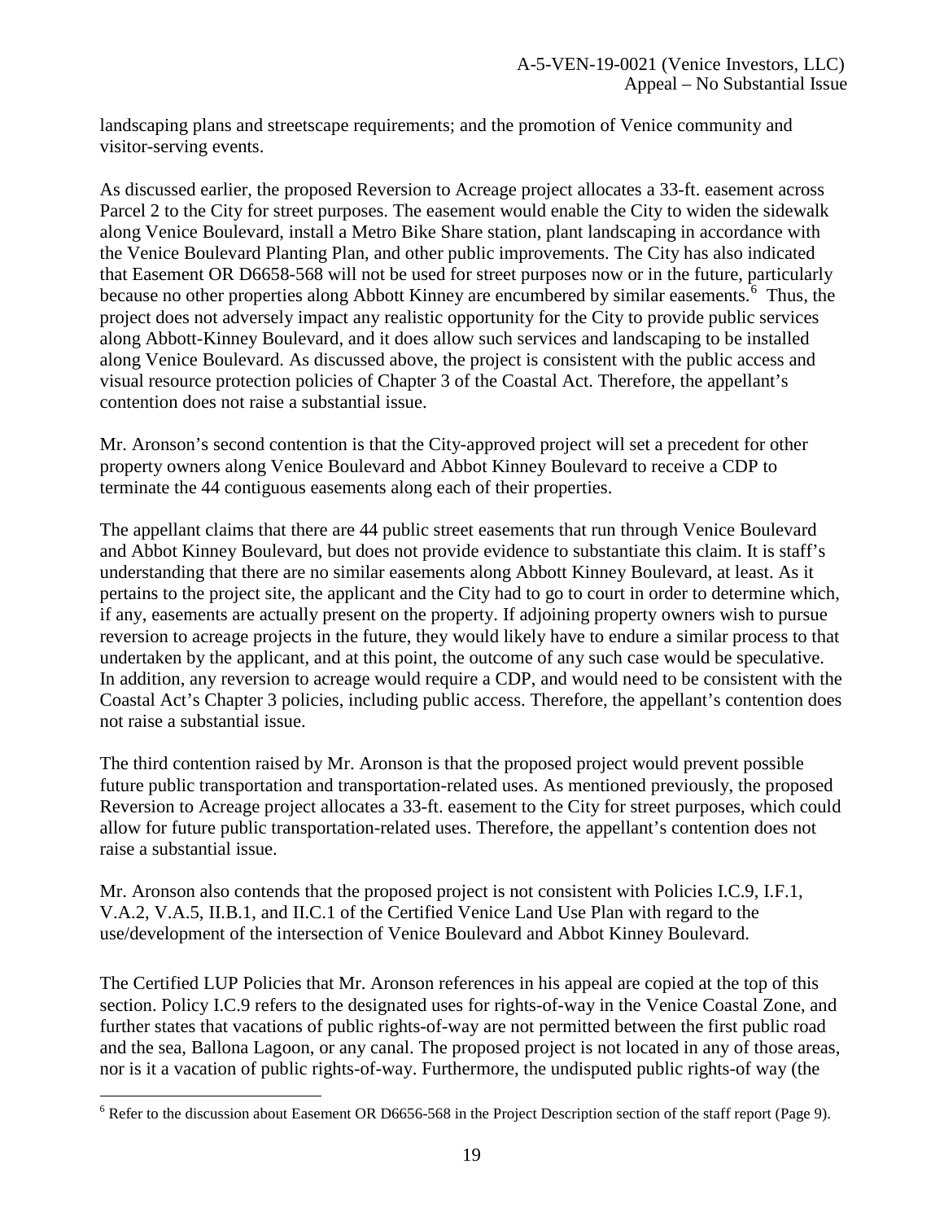landscaping plans and streetscape requirements; and the promotion of Venice community and visitor-serving events.

As discussed earlier, the proposed Reversion to Acreage project allocates a 33-ft. easement across Parcel 2 to the City for street purposes. The easement would enable the City to widen the sidewalk along Venice Boulevard, install a Metro Bike Share station, plant landscaping in accordance with the Venice Boulevard Planting Plan, and other public improvements. The City has also indicated that Easement OR D6658-568 will not be used for street purposes now or in the future, particularly because no other properties along Abbott Kinney are encumbered by similar easements.[6] Thus, the project does not adversely impact any realistic opportunity for the City to provide public services along Abbott-Kinney Boulevard, and it does allow such services and landscaping to be installed along Venice Boulevard. As discussed above, the project is consistent with the public access and visual resource protection policies of Chapter 3 of the Coastal Act. Therefore, the appellant's contention does not raise a substantial issue.

Mr. Aronson's second contention is that the City-approved project will set a precedent for other property owners along Venice Boulevard and Abbot Kinney Boulevard to receive a CDP to terminate the 44 contiguous easements along each of their properties.

The appellant claims that there are 44 public street easements that run through Venice Boulevard and Abbot Kinney Boulevard, but does not provide evidence to substantiate this claim. It is staff's understanding that there are no similar easements along Abbott Kinney Boulevard, at least. As it pertains to the project site, the applicant and the City had to go to court in order to determine which, if any, easements are actually present on the property. If adjoining property owners wish to pursue reversion to acreage projects in the future, they would likely have to endure a similar process to that undertaken by the applicant, and at this point, the outcome of any such case would be speculative. In addition, any reversion to acreage would require a CDP, and would need to be consistent with the Coastal Act's Chapter 3 policies, including public access. Therefore, the appellant's contention does not raise a substantial issue.

The third contention raised by Mr. Aronson is that the proposed project would prevent possible future public transportation and transportation-related uses. As mentioned previously, the proposed Reversion to Acreage project allocates a 33-ft. easement to the City for street purposes, which could allow for future public transportation-related uses. Therefore, the appellant's contention does not raise a substantial issue.

Mr. Aronson also contends that the proposed project is not consistent with Policies I.C.9, I.F.1, V.A.2, V.A.5, II.B.1, and II.C.1 of the Certified Venice Land Use Plan with regard to the use/development of the intersection of Venice Boulevard and Abbot Kinney Boulevard.

The Certified LUP Policies that Mr. Aronson references in his appeal are copied at the top of this section. Policy I.C.9 refers to the designated uses for rights-of-way in the Venice Coastal Zone, and further states that vacations of public rights-of-way are not permitted between the first public road and the sea, Ballona Lagoon, or any canal. The proposed project is not located in any of those areas, nor is it a vacation of public rights-of-way. Furthermore, the undisputed public rights-of way (the

[6] Refer to the discussion about Easement OR D6656-568 in the Project Description section of the staff report (Page 9).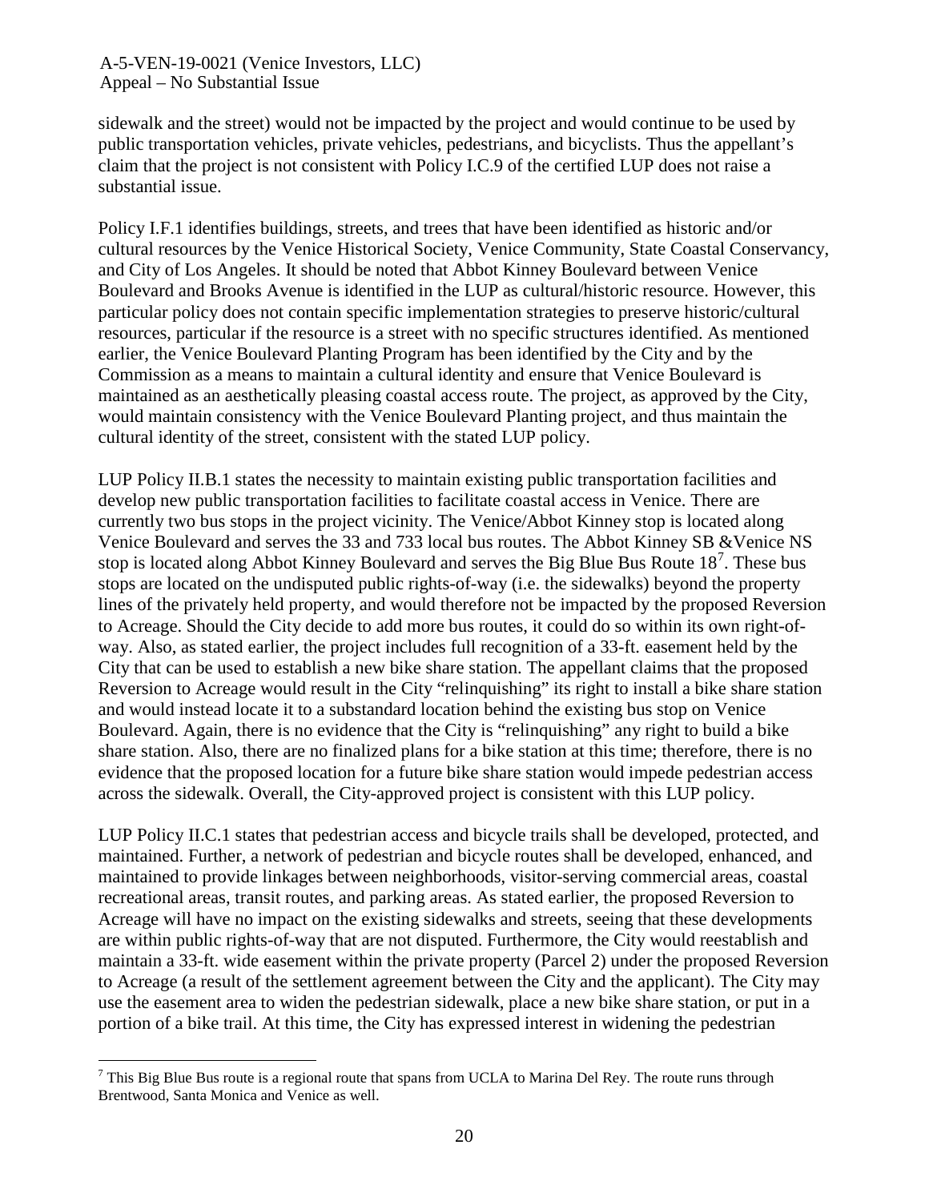sidewalk and the street) would not be impacted by the project and would continue to be used by public transportation vehicles, private vehicles, pedestrians, and bicyclists. Thus the appellant's claim that the project is not consistent with Policy I.C.9 of the certified LUP does not raise a substantial issue.

Policy I.F.1 identifies buildings, streets, and trees that have been identified as historic and/or cultural resources by the Venice Historical Society, Venice Community, State Coastal Conservancy, and City of Los Angeles. It should be noted that Abbot Kinney Boulevard between Venice Boulevard and Brooks Avenue is identified in the LUP as cultural/historic resource. However, this particular policy does not contain specific implementation strategies to preserve historic/cultural resources, particular if the resource is a street with no specific structures identified. As mentioned earlier, the Venice Boulevard Planting Program has been identified by the City and by the Commission as a means to maintain a cultural identity and ensure that Venice Boulevard is maintained as an aesthetically pleasing coastal access route. The project, as approved by the City, would maintain consistency with the Venice Boulevard Planting project, and thus maintain the cultural identity of the street, consistent with the stated LUP policy.

LUP Policy II.B.1 states the necessity to maintain existing public transportation facilities and develop new public transportation facilities to facilitate coastal access in Venice. There are currently two bus stops in the project vicinity. The Venice/Abbot Kinney stop is located along Venice Boulevard and serves the 33 and 733 local bus routes. The Abbot Kinney SB &Venice NS stop is located along Abbot Kinney Boulevard and serves the Big Blue Bus Route 18[7]. These bus stops are located on the undisputed public rights-of-way (i.e. the sidewalks) beyond the property lines of the privately held property, and would therefore not be impacted by the proposed Reversion to Acreage. Should the City decide to add more bus routes, it could do so within its own right-of-way. Also, as stated earlier, the project includes full recognition of a 33-ft. easement held by the City that can be used to establish a new bike share station. The appellant claims that the proposed Reversion to Acreage would result in the City "relinquishing" its right to install a bike share station and would instead locate it to a substandard location behind the existing bus stop on Venice Boulevard. Again, there is no evidence that the City is "relinquishing" any right to build a bike share station. Also, there are no finalized plans for a bike station at this time; therefore, there is no evidence that the proposed location for a future bike share station would impede pedestrian access across the sidewalk. Overall, the City-approved project is consistent with this LUP policy.

LUP Policy II.C.1 states that pedestrian access and bicycle trails shall be developed, protected, and maintained. Further, a network of pedestrian and bicycle routes shall be developed, enhanced, and maintained to provide linkages between neighborhoods, visitor-serving commercial areas, coastal recreational areas, transit routes, and parking areas. As stated earlier, the proposed Reversion to Acreage will have no impact on the existing sidewalks and streets, seeing that these developments are within public rights-of-way that are not disputed. Furthermore, the City would reestablish and maintain a 33-ft. wide easement within the private property (Parcel 2) under the proposed Reversion to Acreage (a result of the settlement agreement between the City and the applicant). The City may use the easement area to widen the pedestrian sidewalk, place a new bike share station, or put in a portion of a bike trail. At this time, the City has expressed interest in widening the pedestrian

[7] This Big Blue Bus route is a regional route that spans from UCLA to Marina Del Rey. The route runs through Brentwood, Santa Monica and Venice as well.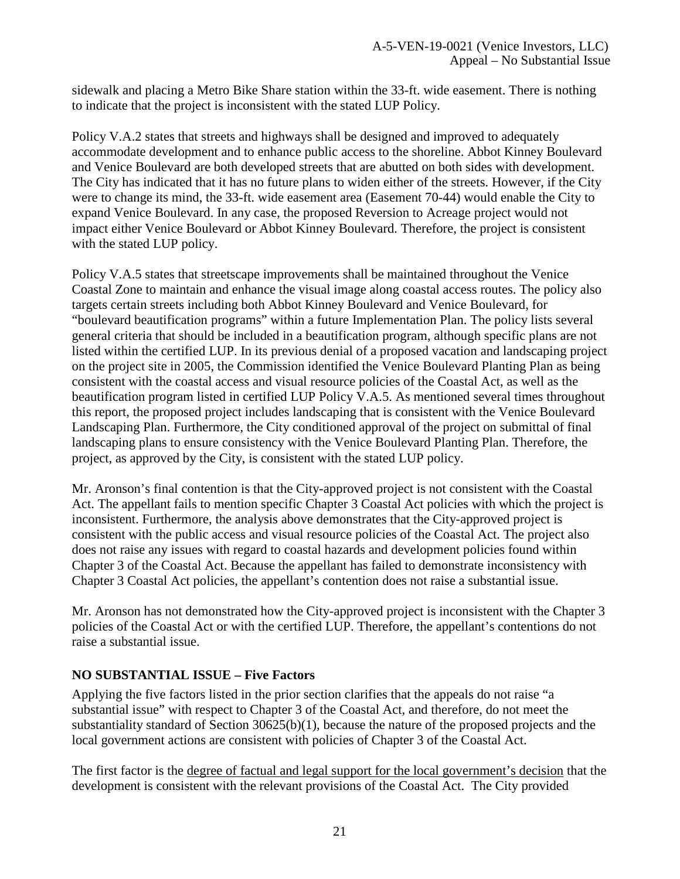sidewalk and placing a Metro Bike Share station within the 33-ft. wide easement. There is nothing to indicate that the project is inconsistent with the stated LUP Policy.

Policy V.A.2 states that streets and highways shall be designed and improved to adequately accommodate development and to enhance public access to the shoreline. Abbot Kinney Boulevard and Venice Boulevard are both developed streets that are abutted on both sides with development. The City has indicated that it has no future plans to widen either of the streets. However, if the City were to change its mind, the 33-ft. wide easement area (Easement 70-44) would enable the City to expand Venice Boulevard. In any case, the proposed Reversion to Acreage project would not impact either Venice Boulevard or Abbot Kinney Boulevard. Therefore, the project is consistent with the stated LUP policy.

Policy V.A.5 states that streetscape improvements shall be maintained throughout the Venice Coastal Zone to maintain and enhance the visual image along coastal access routes. The policy also targets certain streets including both Abbot Kinney Boulevard and Venice Boulevard, for "boulevard beautification programs" within a future Implementation Plan. The policy lists several general criteria that should be included in a beautification program, although specific plans are not listed within the certified LUP. In its previous denial of a proposed vacation and landscaping project on the project site in 2005, the Commission identified the Venice Boulevard Planting Plan as being consistent with the coastal access and visual resource policies of the Coastal Act, as well as the beautification program listed in certified LUP Policy V.A.5. As mentioned several times throughout this report, the proposed project includes landscaping that is consistent with the Venice Boulevard Landscaping Plan. Furthermore, the City conditioned approval of the project on submittal of final landscaping plans to ensure consistency with the Venice Boulevard Planting Plan. Therefore, the project, as approved by the City, is consistent with the stated LUP policy.

Mr. Aronson's final contention is that the City-approved project is not consistent with the Coastal Act. The appellant fails to mention specific Chapter 3 Coastal Act policies with which the project is inconsistent. Furthermore, the analysis above demonstrates that the City-approved project is consistent with the public access and visual resource policies of the Coastal Act. The project also does not raise any issues with regard to coastal hazards and development policies found within Chapter 3 of the Coastal Act. Because the appellant has failed to demonstrate inconsistency with Chapter 3 Coastal Act policies, the appellant's contention does not raise a substantial issue.

Mr. Aronson has not demonstrated how the City-approved project is inconsistent with the Chapter 3 policies of the Coastal Act or with the certified LUP. Therefore, the appellant's contentions do not raise a substantial issue.

**NO SUBSTANTIAL ISSUE – Five Factors**

Applying the five factors listed in the prior section clarifies that the appeals do not raise "a substantial issue" with respect to Chapter 3 of the Coastal Act, and therefore, do not meet the substantiality standard of Section 30625(b)(1), because the nature of the proposed projects and the local government actions are consistent with policies of Chapter 3 of the Coastal Act.

The first factor is the <u>degree of factual and legal support for the local government's decision</u> that the development is consistent with the relevant provisions of the Coastal Act. The City provided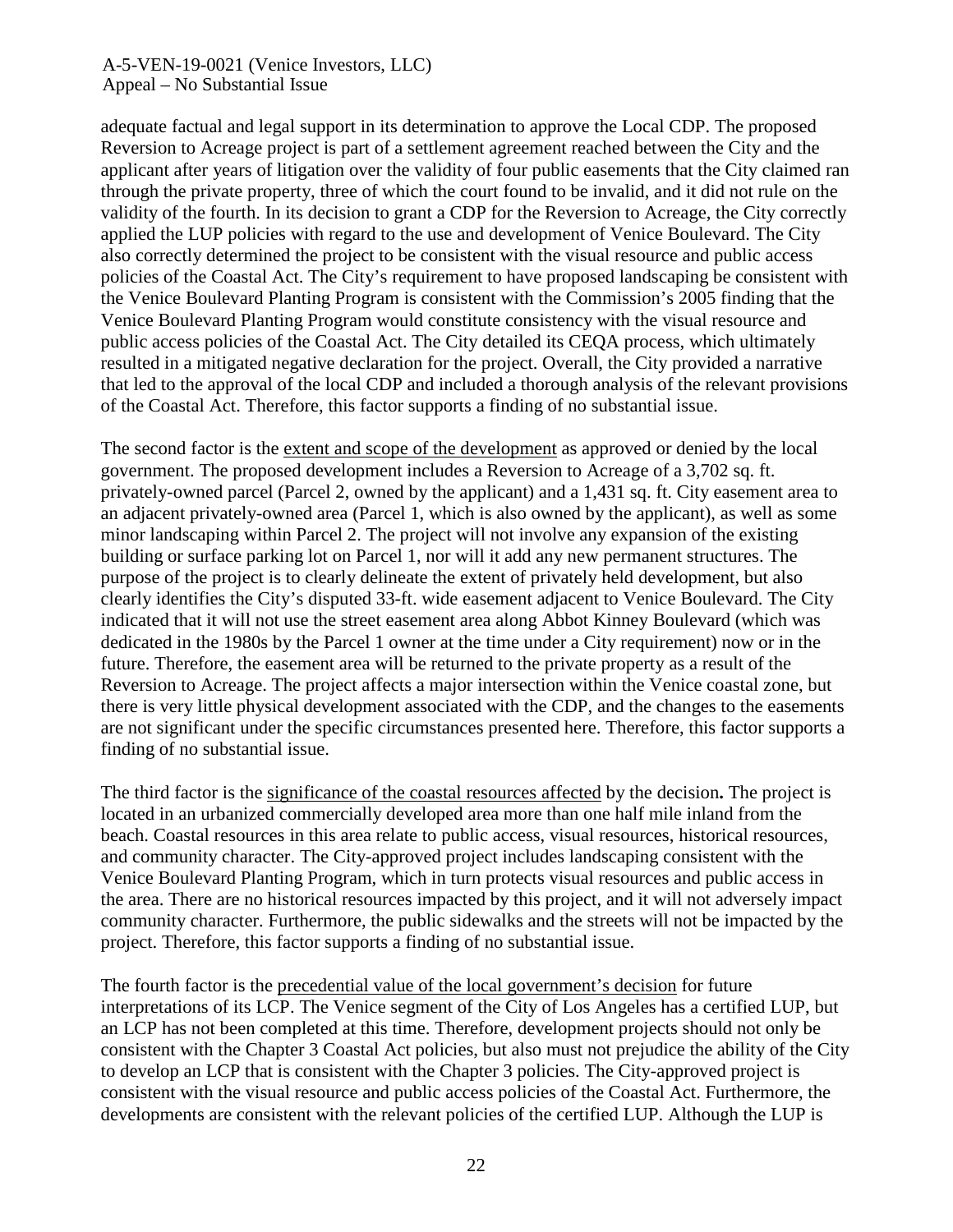adequate factual and legal support in its determination to approve the Local CDP. The proposed Reversion to Acreage project is part of a settlement agreement reached between the City and the applicant after years of litigation over the validity of four public easements that the City claimed ran through the private property, three of which the court found to be invalid, and it did not rule on the validity of the fourth. In its decision to grant a CDP for the Reversion to Acreage, the City correctly applied the LUP policies with regard to the use and development of Venice Boulevard. The City also correctly determined the project to be consistent with the visual resource and public access policies of the Coastal Act. The City's requirement to have proposed landscaping be consistent with the Venice Boulevard Planting Program is consistent with the Commission's 2005 finding that the Venice Boulevard Planting Program would constitute consistency with the visual resource and public access policies of the Coastal Act. The City detailed its CEQA process, which ultimately resulted in a mitigated negative declaration for the project. Overall, the City provided a narrative that led to the approval of the local CDP and included a thorough analysis of the relevant provisions of the Coastal Act. Therefore, this factor supports a finding of no substantial issue.

The second factor is the <u>extent and scope of the development</u> as approved or denied by the local government. The proposed development includes a Reversion to Acreage of a 3,702 sq. ft. privately-owned parcel (Parcel 2, owned by the applicant) and a 1,431 sq. ft. City easement area to an adjacent privately-owned area (Parcel 1, which is also owned by the applicant), as well as some minor landscaping within Parcel 2. The project will not involve any expansion of the existing building or surface parking lot on Parcel 1, nor will it add any new permanent structures. The purpose of the project is to clearly delineate the extent of privately held development, but also clearly identifies the City's disputed 33-ft. wide easement adjacent to Venice Boulevard. The City indicated that it will not use the street easement area along Abbot Kinney Boulevard (which was dedicated in the 1980s by the Parcel 1 owner at the time under a City requirement) now or in the future. Therefore, the easement area will be returned to the private property as a result of the Reversion to Acreage. The project affects a major intersection within the Venice coastal zone, but there is very little physical development associated with the CDP, and the changes to the easements are not significant under the specific circumstances presented here. Therefore, this factor supports a finding of no substantial issue.

The third factor is the <u>significance of the coastal resources affected</u> by the decision**.** The project is located in an urbanized commercially developed area more than one half mile inland from the beach. Coastal resources in this area relate to public access, visual resources, historical resources, and community character. The City-approved project includes landscaping consistent with the Venice Boulevard Planting Program, which in turn protects visual resources and public access in the area. There are no historical resources impacted by this project, and it will not adversely impact community character. Furthermore, the public sidewalks and the streets will not be impacted by the project. Therefore, this factor supports a finding of no substantial issue.

The fourth factor is the <u>precedential value of the local government's decision</u> for future interpretations of its LCP. The Venice segment of the City of Los Angeles has a certified LUP, but an LCP has not been completed at this time. Therefore, development projects should not only be consistent with the Chapter 3 Coastal Act policies, but also must not prejudice the ability of the City to develop an LCP that is consistent with the Chapter 3 policies. The City-approved project is consistent with the visual resource and public access policies of the Coastal Act. Furthermore, the developments are consistent with the relevant policies of the certified LUP. Although the LUP is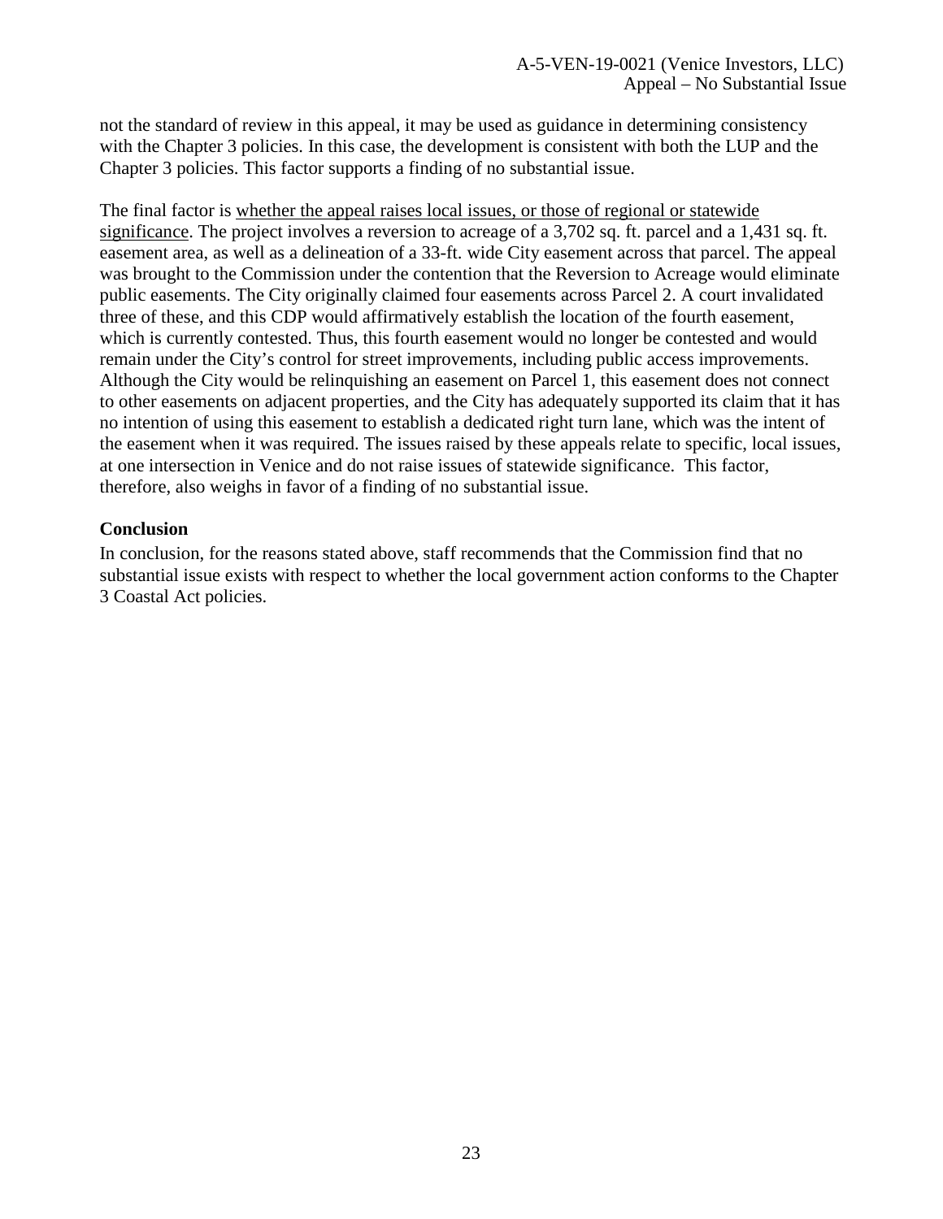not the standard of review in this appeal, it may be used as guidance in determining consistency with the Chapter 3 policies. In this case, the development is consistent with both the LUP and the Chapter 3 policies. This factor supports a finding of no substantial issue.

The final factor is <u>whether the appeal raises local issues, or those of regional or statewide significance</u>. The project involves a reversion to acreage of a 3,702 sq. ft. parcel and a 1,431 sq. ft. easement area, as well as a delineation of a 33-ft. wide City easement across that parcel. The appeal was brought to the Commission under the contention that the Reversion to Acreage would eliminate public easements. The City originally claimed four easements across Parcel 2. A court invalidated three of these, and this CDP would affirmatively establish the location of the fourth easement, which is currently contested. Thus, this fourth easement would no longer be contested and would remain under the City's control for street improvements, including public access improvements. Although the City would be relinquishing an easement on Parcel 1, this easement does not connect to other easements on adjacent properties, and the City has adequately supported its claim that it has no intention of using this easement to establish a dedicated right turn lane, which was the intent of the easement when it was required. The issues raised by these appeals relate to specific, local issues, at one intersection in Venice and do not raise issues of statewide significance. This factor, therefore, also weighs in favor of a finding of no substantial issue.

**Conclusion**

In conclusion, for the reasons stated above, staff recommends that the Commission find that no substantial issue exists with respect to whether the local government action conforms to the Chapter 3 Coastal Act policies.